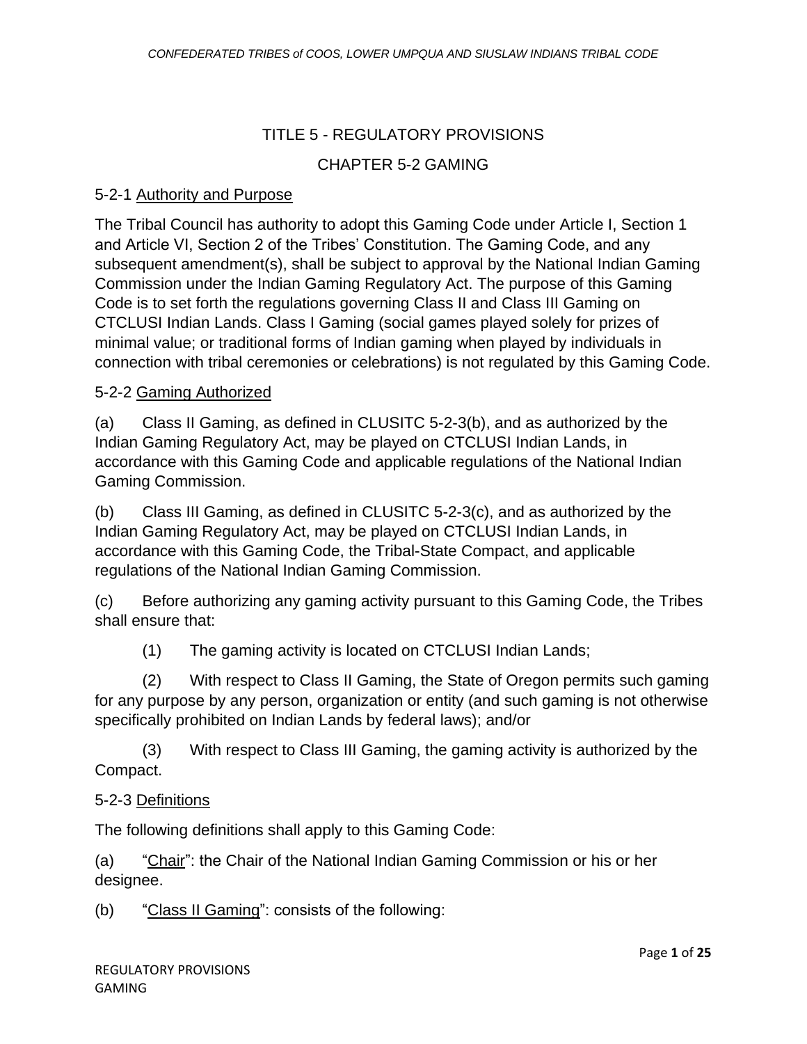# TITLE 5 - REGULATORY PROVISIONS

## CHAPTER 5-2 GAMING

### 5-2-1 Authority and Purpose

The Tribal Council has authority to adopt this Gaming Code under Article I, Section 1 and Article VI, Section 2 of the Tribes' Constitution. The Gaming Code, and any subsequent amendment(s), shall be subject to approval by the National Indian Gaming Commission under the Indian Gaming Regulatory Act. The purpose of this Gaming Code is to set forth the regulations governing Class II and Class III Gaming on CTCLUSI Indian Lands. Class I Gaming (social games played solely for prizes of minimal value; or traditional forms of Indian gaming when played by individuals in connection with tribal ceremonies or celebrations) is not regulated by this Gaming Code.

### 5-2-2 Gaming Authorized

(a) Class II Gaming, as defined in CLUSITC 5-2-3(b), and as authorized by the Indian Gaming Regulatory Act, may be played on CTCLUSI Indian Lands, in accordance with this Gaming Code and applicable regulations of the National Indian Gaming Commission.

(b) Class III Gaming, as defined in CLUSITC 5-2-3(c), and as authorized by the Indian Gaming Regulatory Act, may be played on CTCLUSI Indian Lands, in accordance with this Gaming Code, the Tribal-State Compact, and applicable regulations of the National Indian Gaming Commission.

(c) Before authorizing any gaming activity pursuant to this Gaming Code, the Tribes shall ensure that:

(1) The gaming activity is located on CTCLUSI Indian Lands;

(2) With respect to Class II Gaming, the State of Oregon permits such gaming for any purpose by any person, organization or entity (and such gaming is not otherwise specifically prohibited on Indian Lands by federal laws); and/or

(3) With respect to Class III Gaming, the gaming activity is authorized by the Compact.

### 5-2-3 Definitions

The following definitions shall apply to this Gaming Code:

(a) "Chair": the Chair of the National Indian Gaming Commission or his or her designee.

(b) "Class II Gaming": consists of the following: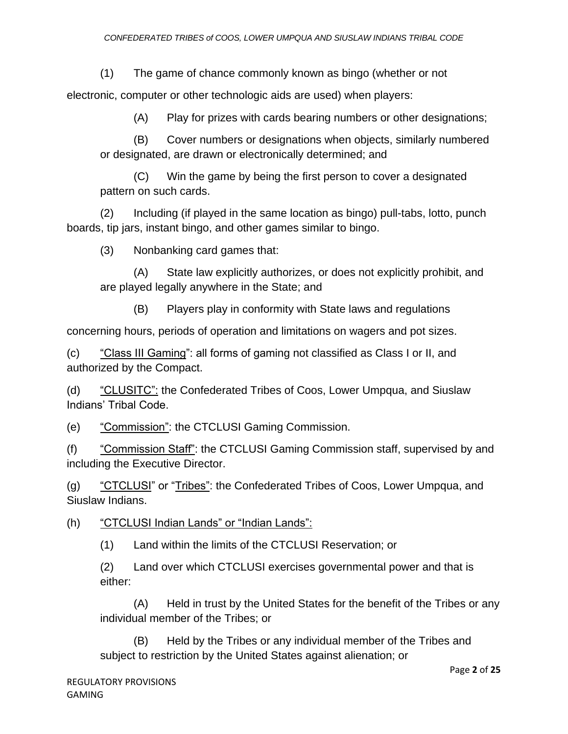(1) The game of chance commonly known as bingo (whether or not electronic, computer or other technologic aids are used) when players:

(A) Play for prizes with cards bearing numbers or other designations;

(B) Cover numbers or designations when objects, similarly numbered or designated, are drawn or electronically determined; and

(C) Win the game by being the first person to cover a designated pattern on such cards.

(2) Including (if played in the same location as bingo) pull-tabs, lotto, punch boards, tip jars, instant bingo, and other games similar to bingo.

(3) Nonbanking card games that:

(A) State law explicitly authorizes, or does not explicitly prohibit, and are played legally anywhere in the State; and

(B) Players play in conformity with State laws and regulations concerning hours, periods of operation and limitations on wagers and pot sizes.

(c) "Class III Gaming": all forms of gaming not classified as Class I or II, and authorized by the Compact.

(d) "CLUSITC": the Confederated Tribes of Coos, Lower Umpqua, and Siuslaw Indians' Tribal Code.

(e) "Commission": the CTCLUSI Gaming Commission.

(f) "Commission Staff": the CTCLUSI Gaming Commission staff, supervised by and including the Executive Director.

(g) "CTCLUSI" or "Tribes": the Confederated Tribes of Coos, Lower Umpqua, and Siuslaw Indians.

(h) "CTCLUSI Indian Lands" or "Indian Lands":

(1) Land within the limits of the CTCLUSI Reservation; or

(2) Land over which CTCLUSI exercises governmental power and that is either:

(A) Held in trust by the United States for the benefit of the Tribes or any individual member of the Tribes; or

(B) Held by the Tribes or any individual member of the Tribes and subject to restriction by the United States against alienation; or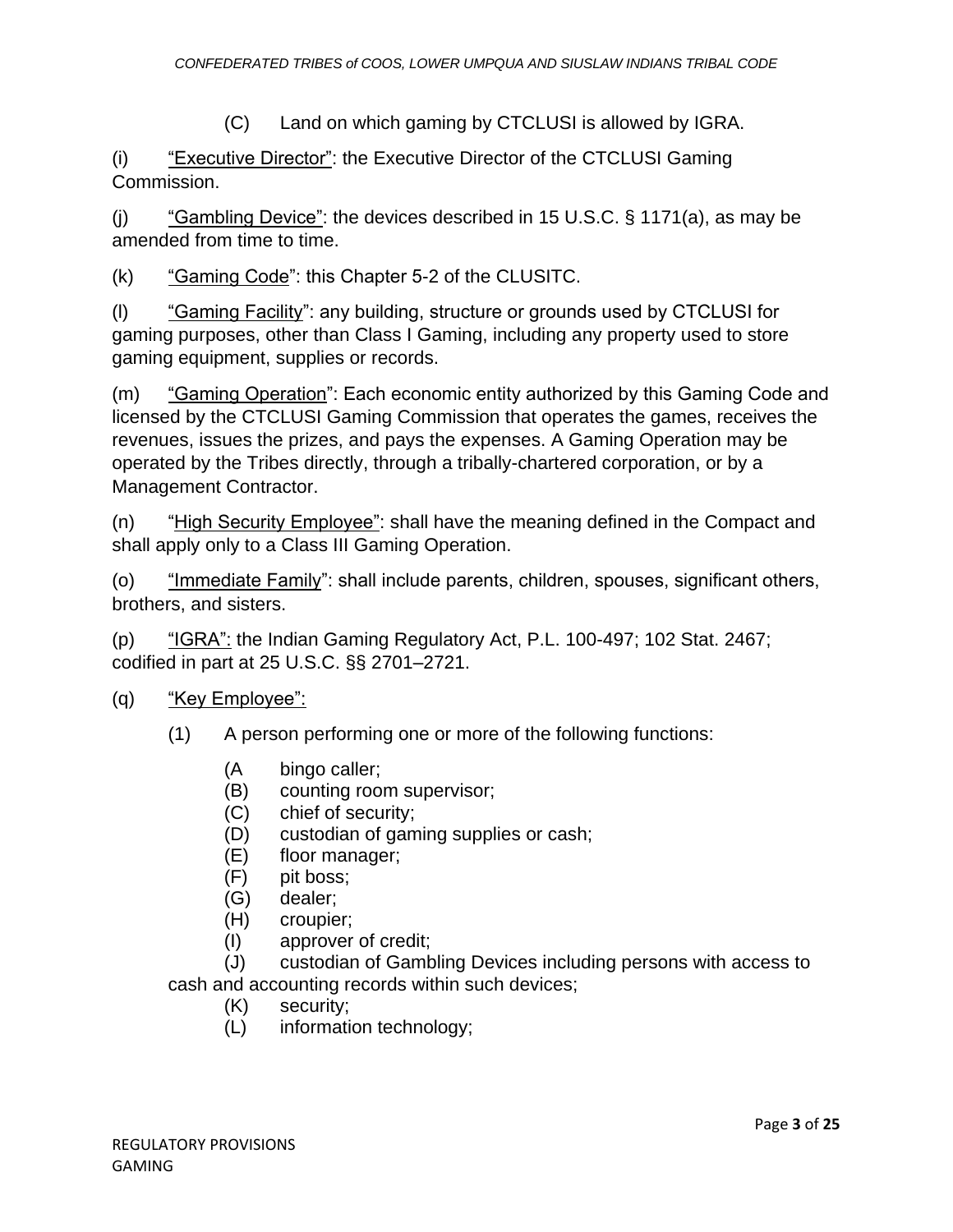(C) Land on which gaming by CTCLUSI is allowed by IGRA.

(i) "Executive Director": the Executive Director of the CTCLUSI Gaming Commission.

(j) "Gambling Device": the devices described in 15 U.S.C. § 1171(a), as may be amended from time to time.

(k) "Gaming Code": this Chapter 5-2 of the CLUSITC.

(l) "Gaming Facility": any building, structure or grounds used by CTCLUSI for gaming purposes, other than Class I Gaming, including any property used to store gaming equipment, supplies or records.

(m) "Gaming Operation": Each economic entity authorized by this Gaming Code and licensed by the CTCLUSI Gaming Commission that operates the games, receives the revenues, issues the prizes, and pays the expenses. A Gaming Operation may be operated by the Tribes directly, through a tribally-chartered corporation, or by a Management Contractor.

(n) "High Security Employee": shall have the meaning defined in the Compact and shall apply only to a Class III Gaming Operation.

(o) "Immediate Family": shall include parents, children, spouses, significant others, brothers, and sisters.

(p) "IGRA": the Indian Gaming Regulatory Act, P.L. 100-497; 102 Stat. 2467; codified in part at 25 U.S.C. §§ 2701–2721.

(q) "Key Employee":

(1) A person performing one or more of the following functions:

(A bingo caller;
(B) counting room supervisor;
(C) chief of security;
(D) custodian of gaming supplies or cash;
(E) floor manager;
(F) pit boss;
(G) dealer;
(H) croupier;
(I) approver of credit;
(J) custodian of Gambling Devices including persons with access to cash and accounting records within such devices;
(K) security;
(L) information technology;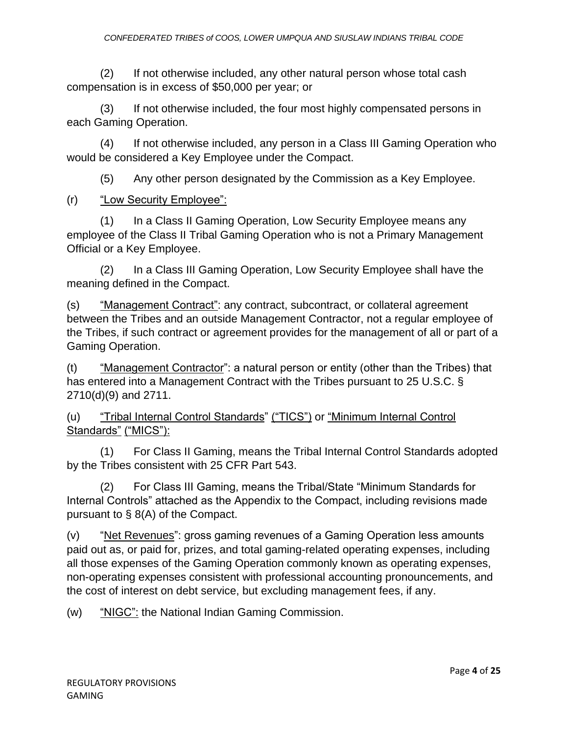(2) If not otherwise included, any other natural person whose total cash compensation is in excess of $50,000 per year; or

(3) If not otherwise included, the four most highly compensated persons in each Gaming Operation.

(4) If not otherwise included, any person in a Class III Gaming Operation who would be considered a Key Employee under the Compact.

(5) Any other person designated by the Commission as a Key Employee.

(r) "Low Security Employee":

(1) In a Class II Gaming Operation, Low Security Employee means any employee of the Class II Tribal Gaming Operation who is not a Primary Management Official or a Key Employee.

(2) In a Class III Gaming Operation, Low Security Employee shall have the meaning defined in the Compact.

(s) "Management Contract": any contract, subcontract, or collateral agreement between the Tribes and an outside Management Contractor, not a regular employee of the Tribes, if such contract or agreement provides for the management of all or part of a Gaming Operation.

(t) "Management Contractor": a natural person or entity (other than the Tribes) that has entered into a Management Contract with the Tribes pursuant to 25 U.S.C. § 2710(d)(9) and 2711.

(u) "Tribal Internal Control Standards" ("TICS") or "Minimum Internal Control Standards" ("MICS"):

(1) For Class II Gaming, means the Tribal Internal Control Standards adopted by the Tribes consistent with 25 CFR Part 543.

(2) For Class III Gaming, means the Tribal/State "Minimum Standards for Internal Controls" attached as the Appendix to the Compact, including revisions made pursuant to § 8(A) of the Compact.

(v) "Net Revenues": gross gaming revenues of a Gaming Operation less amounts paid out as, or paid for, prizes, and total gaming-related operating expenses, including all those expenses of the Gaming Operation commonly known as operating expenses, non-operating expenses consistent with professional accounting pronouncements, and the cost of interest on debt service, but excluding management fees, if any.

(w) "NIGC": the National Indian Gaming Commission.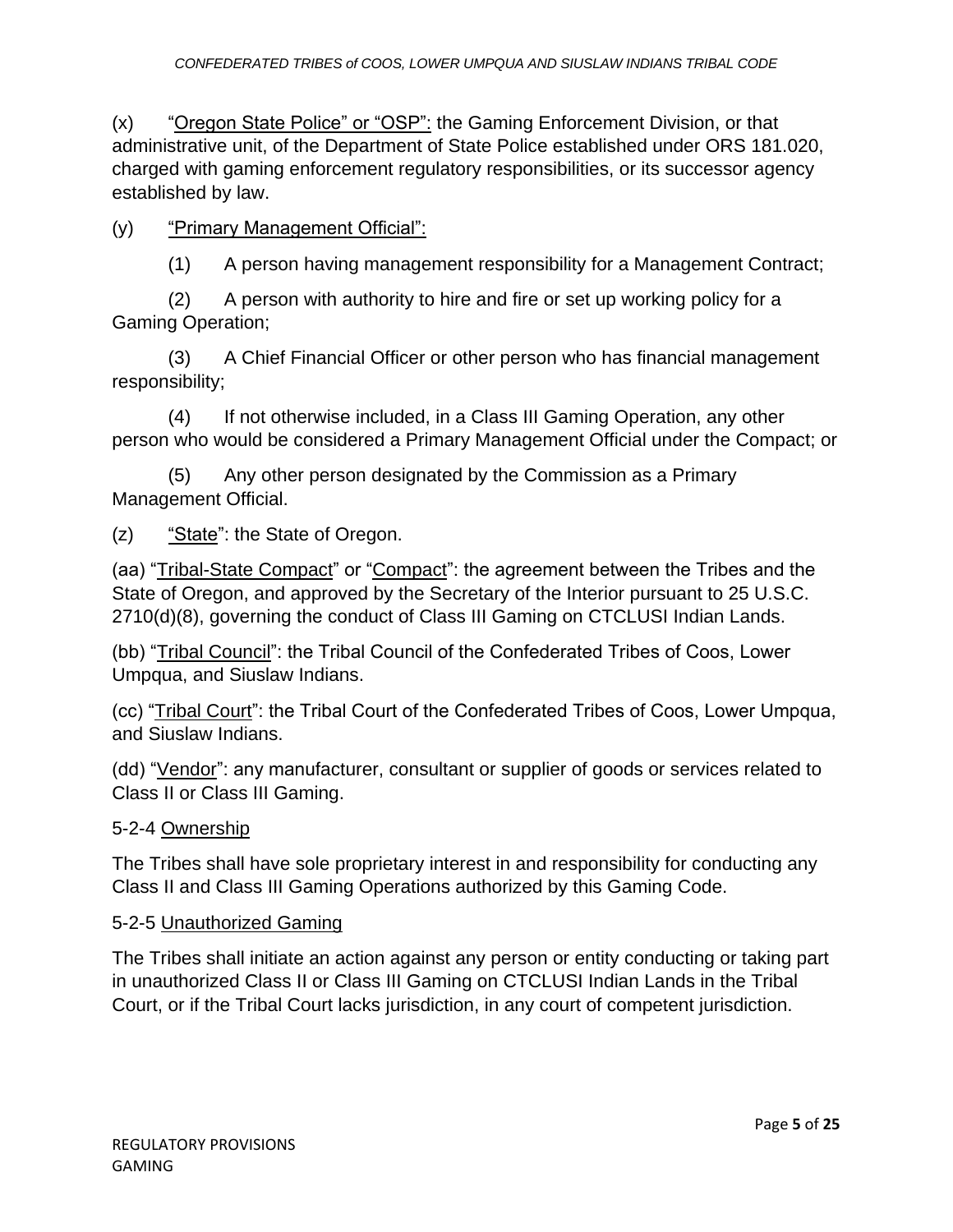(x) "Oregon State Police" or "OSP": the Gaming Enforcement Division, or that administrative unit, of the Department of State Police established under ORS 181.020, charged with gaming enforcement regulatory responsibilities, or its successor agency established by law.

(y) "Primary Management Official":

(1) A person having management responsibility for a Management Contract;

(2) A person with authority to hire and fire or set up working policy for a Gaming Operation;

(3) A Chief Financial Officer or other person who has financial management responsibility;

(4) If not otherwise included, in a Class III Gaming Operation, any other person who would be considered a Primary Management Official under the Compact; or

(5) Any other person designated by the Commission as a Primary Management Official.

(z) "State": the State of Oregon.

(aa) "Tribal-State Compact" or "Compact": the agreement between the Tribes and the State of Oregon, and approved by the Secretary of the Interior pursuant to 25 U.S.C. 2710(d)(8), governing the conduct of Class III Gaming on CTCLUSI Indian Lands.

(bb) "Tribal Council": the Tribal Council of the Confederated Tribes of Coos, Lower Umpqua, and Siuslaw Indians.

(cc) "Tribal Court": the Tribal Court of the Confederated Tribes of Coos, Lower Umpqua, and Siuslaw Indians.

(dd) "Vendor": any manufacturer, consultant or supplier of goods or services related to Class II or Class III Gaming.

5-2-4 Ownership

The Tribes shall have sole proprietary interest in and responsibility for conducting any Class II and Class III Gaming Operations authorized by this Gaming Code.

5-2-5 Unauthorized Gaming

The Tribes shall initiate an action against any person or entity conducting or taking part in unauthorized Class II or Class III Gaming on CTCLUSI Indian Lands in the Tribal Court, or if the Tribal Court lacks jurisdiction, in any court of competent jurisdiction.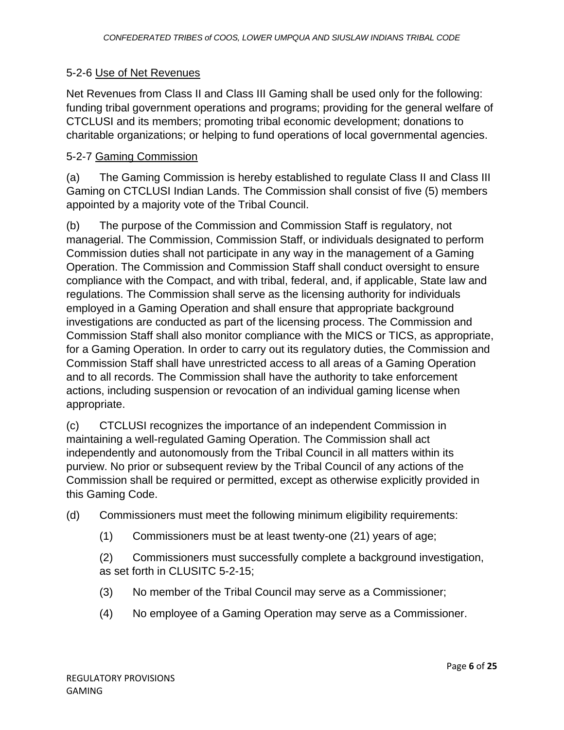### 5-2-6 Use of Net Revenues

Net Revenues from Class II and Class III Gaming shall be used only for the following: funding tribal government operations and programs; providing for the general welfare of CTCLUSI and its members; promoting tribal economic development; donations to charitable organizations; or helping to fund operations of local governmental agencies.

### 5-2-7 Gaming Commission

(a) The Gaming Commission is hereby established to regulate Class II and Class III Gaming on CTCLUSI Indian Lands. The Commission shall consist of five (5) members appointed by a majority vote of the Tribal Council.

(b) The purpose of the Commission and Commission Staff is regulatory, not managerial. The Commission, Commission Staff, or individuals designated to perform Commission duties shall not participate in any way in the management of a Gaming Operation. The Commission and Commission Staff shall conduct oversight to ensure compliance with the Compact, and with tribal, federal, and, if applicable, State law and regulations. The Commission shall serve as the licensing authority for individuals employed in a Gaming Operation and shall ensure that appropriate background investigations are conducted as part of the licensing process. The Commission and Commission Staff shall also monitor compliance with the MICS or TICS, as appropriate, for a Gaming Operation. In order to carry out its regulatory duties, the Commission and Commission Staff shall have unrestricted access to all areas of a Gaming Operation and to all records. The Commission shall have the authority to take enforcement actions, including suspension or revocation of an individual gaming license when appropriate.

(c) CTCLUSI recognizes the importance of an independent Commission in maintaining a well-regulated Gaming Operation. The Commission shall act independently and autonomously from the Tribal Council in all matters within its purview. No prior or subsequent review by the Tribal Council of any actions of the Commission shall be required or permitted, except as otherwise explicitly provided in this Gaming Code.

(d) Commissioners must meet the following minimum eligibility requirements:

(1) Commissioners must be at least twenty-one (21) years of age;

(2) Commissioners must successfully complete a background investigation, as set forth in CLUSITC 5-2-15;

(3) No member of the Tribal Council may serve as a Commissioner;

(4) No employee of a Gaming Operation may serve as a Commissioner.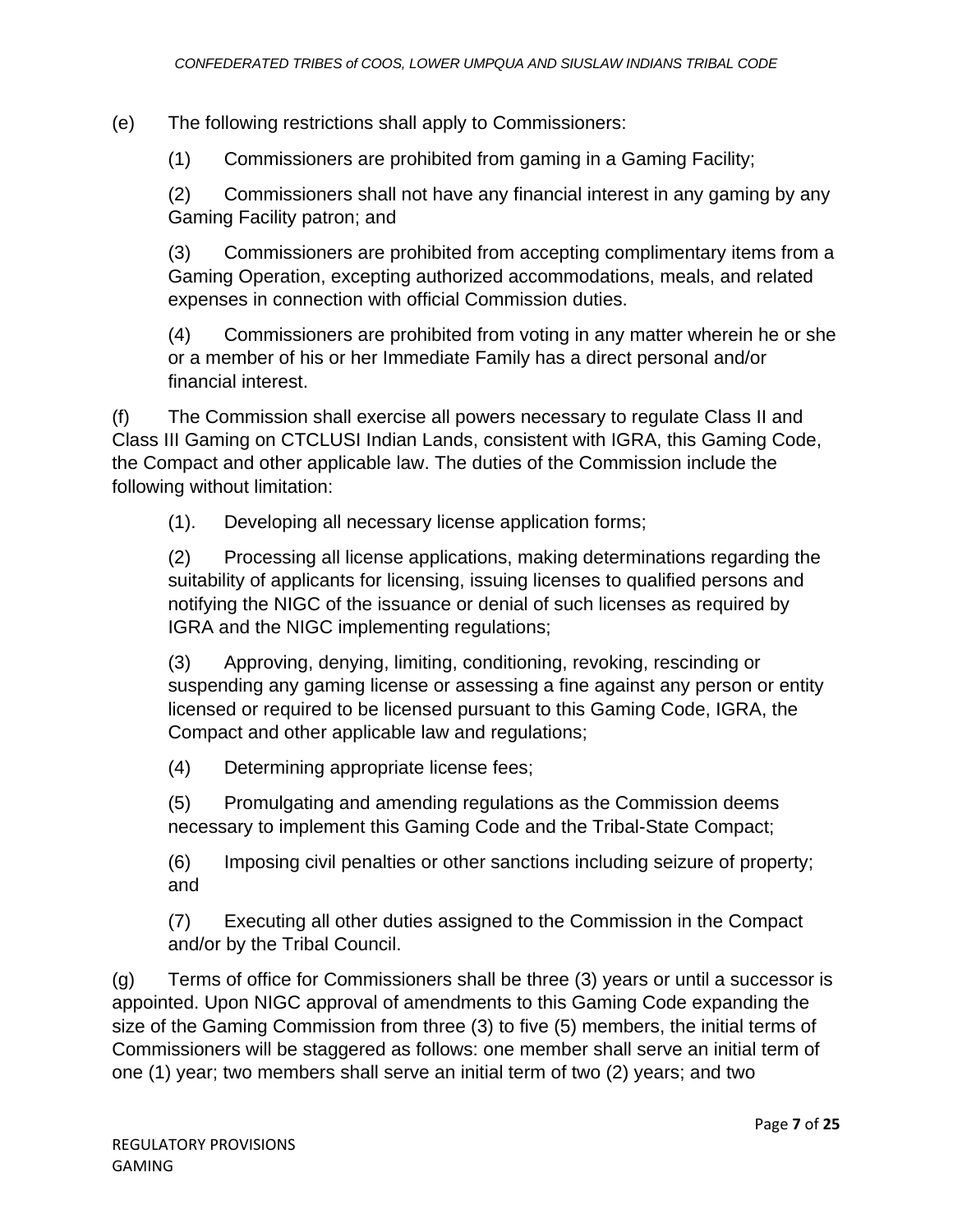(e) The following restrictions shall apply to Commissioners:

(1) Commissioners are prohibited from gaming in a Gaming Facility;

(2) Commissioners shall not have any financial interest in any gaming by any Gaming Facility patron; and

(3) Commissioners are prohibited from accepting complimentary items from a Gaming Operation, excepting authorized accommodations, meals, and related expenses in connection with official Commission duties.

(4) Commissioners are prohibited from voting in any matter wherein he or she or a member of his or her Immediate Family has a direct personal and/or financial interest.

(f) The Commission shall exercise all powers necessary to regulate Class II and Class III Gaming on CTCLUSI Indian Lands, consistent with IGRA, this Gaming Code, the Compact and other applicable law. The duties of the Commission include the following without limitation:

(1). Developing all necessary license application forms;

(2) Processing all license applications, making determinations regarding the suitability of applicants for licensing, issuing licenses to qualified persons and notifying the NIGC of the issuance or denial of such licenses as required by IGRA and the NIGC implementing regulations;

(3) Approving, denying, limiting, conditioning, revoking, rescinding or suspending any gaming license or assessing a fine against any person or entity licensed or required to be licensed pursuant to this Gaming Code, IGRA, the Compact and other applicable law and regulations;

(4) Determining appropriate license fees;

(5) Promulgating and amending regulations as the Commission deems necessary to implement this Gaming Code and the Tribal-State Compact;

(6) Imposing civil penalties or other sanctions including seizure of property; and

(7) Executing all other duties assigned to the Commission in the Compact and/or by the Tribal Council.

(g) Terms of office for Commissioners shall be three (3) years or until a successor is appointed. Upon NIGC approval of amendments to this Gaming Code expanding the size of the Gaming Commission from three (3) to five (5) members, the initial terms of Commissioners will be staggered as follows: one member shall serve an initial term of one (1) year; two members shall serve an initial term of two (2) years; and two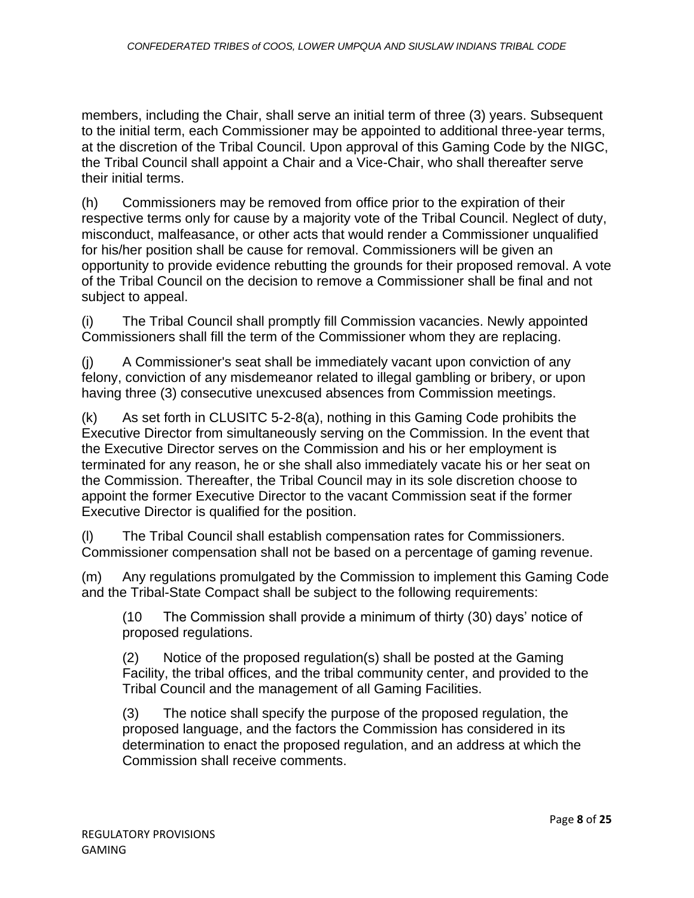members, including the Chair, shall serve an initial term of three (3) years. Subsequent to the initial term, each Commissioner may be appointed to additional three-year terms, at the discretion of the Tribal Council. Upon approval of this Gaming Code by the NIGC, the Tribal Council shall appoint a Chair and a Vice-Chair, who shall thereafter serve their initial terms.

(h) Commissioners may be removed from office prior to the expiration of their respective terms only for cause by a majority vote of the Tribal Council. Neglect of duty, misconduct, malfeasance, or other acts that would render a Commissioner unqualified for his/her position shall be cause for removal. Commissioners will be given an opportunity to provide evidence rebutting the grounds for their proposed removal. A vote of the Tribal Council on the decision to remove a Commissioner shall be final and not subject to appeal.

(i) The Tribal Council shall promptly fill Commission vacancies. Newly appointed Commissioners shall fill the term of the Commissioner whom they are replacing.

(j) A Commissioner's seat shall be immediately vacant upon conviction of any felony, conviction of any misdemeanor related to illegal gambling or bribery, or upon having three (3) consecutive unexcused absences from Commission meetings.

(k) As set forth in CLUSITC 5-2-8(a), nothing in this Gaming Code prohibits the Executive Director from simultaneously serving on the Commission. In the event that the Executive Director serves on the Commission and his or her employment is terminated for any reason, he or she shall also immediately vacate his or her seat on the Commission. Thereafter, the Tribal Council may in its sole discretion choose to appoint the former Executive Director to the vacant Commission seat if the former Executive Director is qualified for the position.

(l) The Tribal Council shall establish compensation rates for Commissioners. Commissioner compensation shall not be based on a percentage of gaming revenue.

(m) Any regulations promulgated by the Commission to implement this Gaming Code and the Tribal-State Compact shall be subject to the following requirements:

> (10 The Commission shall provide a minimum of thirty (30) days' notice of proposed regulations.
>
> (2) Notice of the proposed regulation(s) shall be posted at the Gaming Facility, the tribal offices, and the tribal community center, and provided to the Tribal Council and the management of all Gaming Facilities.
>
> (3) The notice shall specify the purpose of the proposed regulation, the proposed language, and the factors the Commission has considered in its determination to enact the proposed regulation, and an address at which the Commission shall receive comments.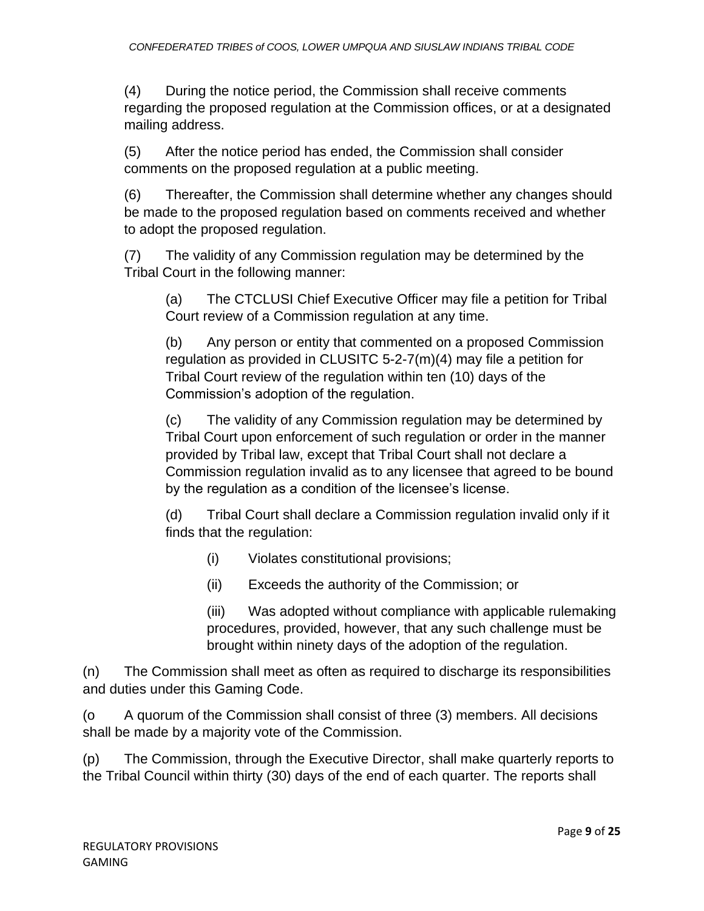(4) During the notice period, the Commission shall receive comments regarding the proposed regulation at the Commission offices, or at a designated mailing address.

(5) After the notice period has ended, the Commission shall consider comments on the proposed regulation at a public meeting.

(6) Thereafter, the Commission shall determine whether any changes should be made to the proposed regulation based on comments received and whether to adopt the proposed regulation.

(7) The validity of any Commission regulation may be determined by the Tribal Court in the following manner:

> (a) The CTCLUSI Chief Executive Officer may file a petition for Tribal Court review of a Commission regulation at any time.
>
> (b) Any person or entity that commented on a proposed Commission regulation as provided in CLUSITC 5-2-7(m)(4) may file a petition for Tribal Court review of the regulation within ten (10) days of the Commission's adoption of the regulation.
>
> (c) The validity of any Commission regulation may be determined by Tribal Court upon enforcement of such regulation or order in the manner provided by Tribal law, except that Tribal Court shall not declare a Commission regulation invalid as to any licensee that agreed to be bound by the regulation as a condition of the licensee's license.
>
> (d) Tribal Court shall declare a Commission regulation invalid only if it finds that the regulation:
>
> > (i) Violates constitutional provisions;
> >
> > (ii) Exceeds the authority of the Commission; or
> >
> > (iii) Was adopted without compliance with applicable rulemaking procedures, provided, however, that any such challenge must be brought within ninety days of the adoption of the regulation.

(n) The Commission shall meet as often as required to discharge its responsibilities and duties under this Gaming Code.

(o A quorum of the Commission shall consist of three (3) members. All decisions shall be made by a majority vote of the Commission.

(p) The Commission, through the Executive Director, shall make quarterly reports to the Tribal Council within thirty (30) days of the end of each quarter. The reports shall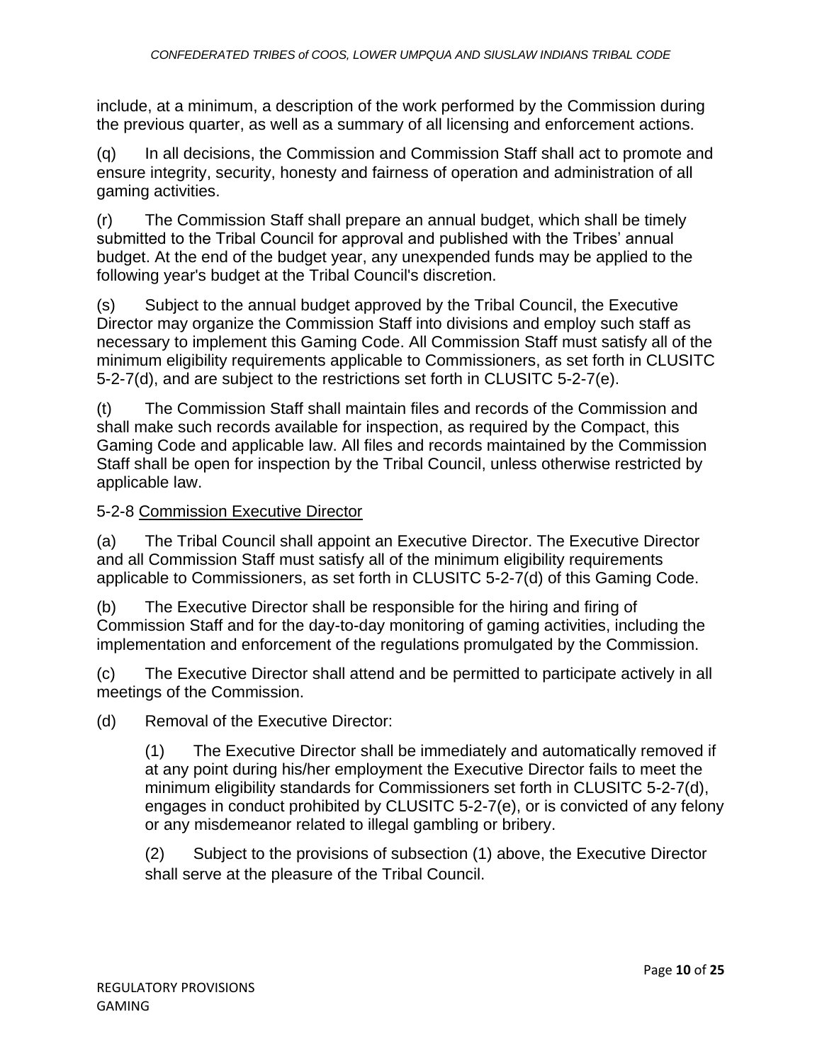include, at a minimum, a description of the work performed by the Commission during the previous quarter, as well as a summary of all licensing and enforcement actions.

(q) In all decisions, the Commission and Commission Staff shall act to promote and ensure integrity, security, honesty and fairness of operation and administration of all gaming activities.

(r) The Commission Staff shall prepare an annual budget, which shall be timely submitted to the Tribal Council for approval and published with the Tribes' annual budget. At the end of the budget year, any unexpended funds may be applied to the following year's budget at the Tribal Council's discretion.

(s) Subject to the annual budget approved by the Tribal Council, the Executive Director may organize the Commission Staff into divisions and employ such staff as necessary to implement this Gaming Code. All Commission Staff must satisfy all of the minimum eligibility requirements applicable to Commissioners, as set forth in CLUSITC 5-2-7(d), and are subject to the restrictions set forth in CLUSITC 5-2-7(e).

(t) The Commission Staff shall maintain files and records of the Commission and shall make such records available for inspection, as required by the Compact, this Gaming Code and applicable law. All files and records maintained by the Commission Staff shall be open for inspection by the Tribal Council, unless otherwise restricted by applicable law.

5-2-8 <u>Commission Executive Director</u>

(a) The Tribal Council shall appoint an Executive Director. The Executive Director and all Commission Staff must satisfy all of the minimum eligibility requirements applicable to Commissioners, as set forth in CLUSITC 5-2-7(d) of this Gaming Code.

(b) The Executive Director shall be responsible for the hiring and firing of Commission Staff and for the day-to-day monitoring of gaming activities, including the implementation and enforcement of the regulations promulgated by the Commission.

(c) The Executive Director shall attend and be permitted to participate actively in all meetings of the Commission.

(d) Removal of the Executive Director:

> (1) The Executive Director shall be immediately and automatically removed if at any point during his/her employment the Executive Director fails to meet the minimum eligibility standards for Commissioners set forth in CLUSITC 5-2-7(d), engages in conduct prohibited by CLUSITC 5-2-7(e), or is convicted of any felony or any misdemeanor related to illegal gambling or bribery.
>
> (2) Subject to the provisions of subsection (1) above, the Executive Director shall serve at the pleasure of the Tribal Council.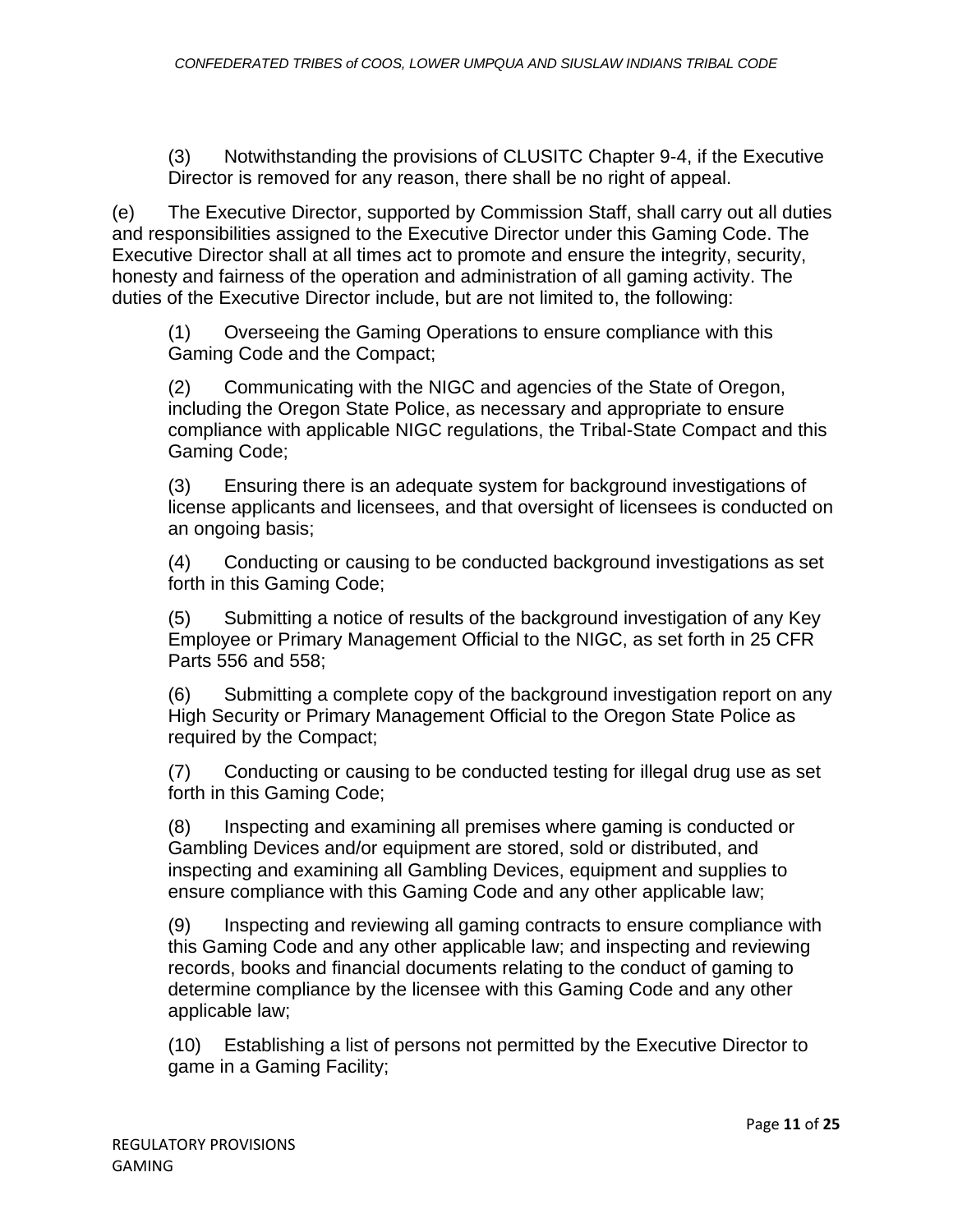(3) Notwithstanding the provisions of CLUSITC Chapter 9-4, if the Executive Director is removed for any reason, there shall be no right of appeal.

(e) The Executive Director, supported by Commission Staff, shall carry out all duties and responsibilities assigned to the Executive Director under this Gaming Code. The Executive Director shall at all times act to promote and ensure the integrity, security, honesty and fairness of the operation and administration of all gaming activity. The duties of the Executive Director include, but are not limited to, the following:

(1) Overseeing the Gaming Operations to ensure compliance with this Gaming Code and the Compact;

(2) Communicating with the NIGC and agencies of the State of Oregon, including the Oregon State Police, as necessary and appropriate to ensure compliance with applicable NIGC regulations, the Tribal-State Compact and this Gaming Code;

(3) Ensuring there is an adequate system for background investigations of license applicants and licensees, and that oversight of licensees is conducted on an ongoing basis;

(4) Conducting or causing to be conducted background investigations as set forth in this Gaming Code;

(5) Submitting a notice of results of the background investigation of any Key Employee or Primary Management Official to the NIGC, as set forth in 25 CFR Parts 556 and 558;

(6) Submitting a complete copy of the background investigation report on any High Security or Primary Management Official to the Oregon State Police as required by the Compact;

(7) Conducting or causing to be conducted testing for illegal drug use as set forth in this Gaming Code;

(8) Inspecting and examining all premises where gaming is conducted or Gambling Devices and/or equipment are stored, sold or distributed, and inspecting and examining all Gambling Devices, equipment and supplies to ensure compliance with this Gaming Code and any other applicable law;

(9) Inspecting and reviewing all gaming contracts to ensure compliance with this Gaming Code and any other applicable law; and inspecting and reviewing records, books and financial documents relating to the conduct of gaming to determine compliance by the licensee with this Gaming Code and any other applicable law;

(10) Establishing a list of persons not permitted by the Executive Director to game in a Gaming Facility;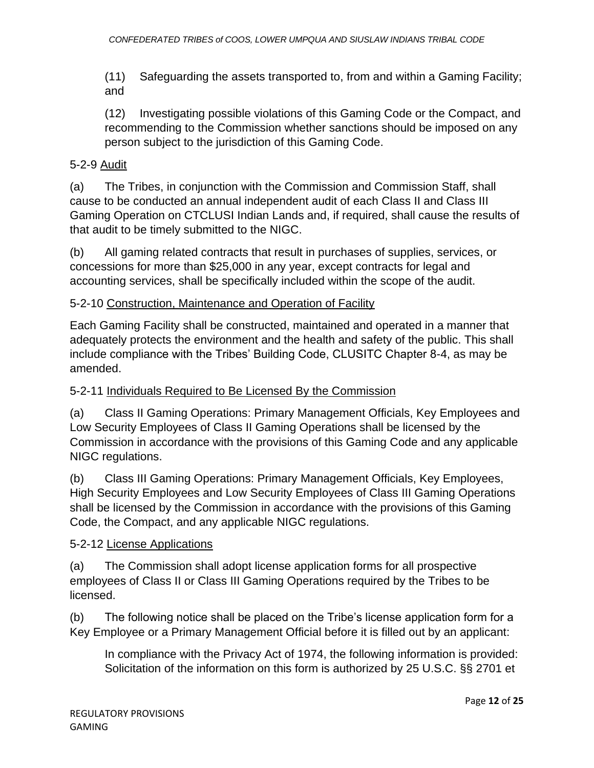(11) Safeguarding the assets transported to, from and within a Gaming Facility; and

(12) Investigating possible violations of this Gaming Code or the Compact, and recommending to the Commission whether sanctions should be imposed on any person subject to the jurisdiction of this Gaming Code.

5-2-9 Audit

(a) The Tribes, in conjunction with the Commission and Commission Staff, shall cause to be conducted an annual independent audit of each Class II and Class III Gaming Operation on CTCLUSI Indian Lands and, if required, shall cause the results of that audit to be timely submitted to the NIGC.

(b) All gaming related contracts that result in purchases of supplies, services, or concessions for more than $25,000 in any year, except contracts for legal and accounting services, shall be specifically included within the scope of the audit.

5-2-10 Construction, Maintenance and Operation of Facility

Each Gaming Facility shall be constructed, maintained and operated in a manner that adequately protects the environment and the health and safety of the public. This shall include compliance with the Tribes' Building Code, CLUSITC Chapter 8-4, as may be amended.

5-2-11 Individuals Required to Be Licensed By the Commission

(a) Class II Gaming Operations: Primary Management Officials, Key Employees and Low Security Employees of Class II Gaming Operations shall be licensed by the Commission in accordance with the provisions of this Gaming Code and any applicable NIGC regulations.

(b) Class III Gaming Operations: Primary Management Officials, Key Employees, High Security Employees and Low Security Employees of Class III Gaming Operations shall be licensed by the Commission in accordance with the provisions of this Gaming Code, the Compact, and any applicable NIGC regulations.

5-2-12 License Applications

(a) The Commission shall adopt license application forms for all prospective employees of Class II or Class III Gaming Operations required by the Tribes to be licensed.

(b) The following notice shall be placed on the Tribe's license application form for a Key Employee or a Primary Management Official before it is filled out by an applicant:

> In compliance with the Privacy Act of 1974, the following information is provided: Solicitation of the information on this form is authorized by 25 U.S.C. §§ 2701 et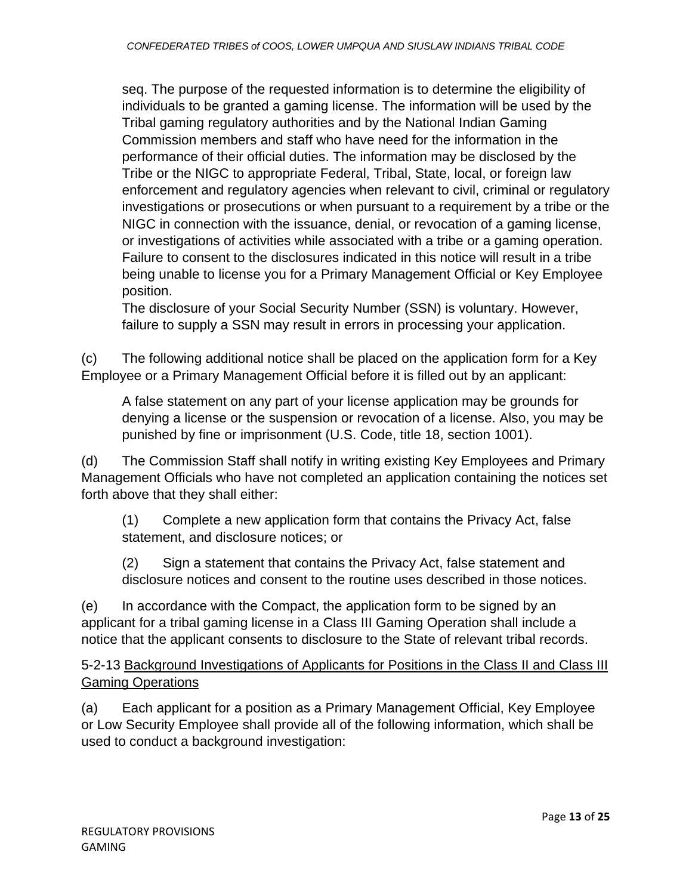seq. The purpose of the requested information is to determine the eligibility of individuals to be granted a gaming license. The information will be used by the Tribal gaming regulatory authorities and by the National Indian Gaming Commission members and staff who have need for the information in the performance of their official duties. The information may be disclosed by the Tribe or the NIGC to appropriate Federal, Tribal, State, local, or foreign law enforcement and regulatory agencies when relevant to civil, criminal or regulatory investigations or prosecutions or when pursuant to a requirement by a tribe or the NIGC in connection with the issuance, denial, or revocation of a gaming license, or investigations of activities while associated with a tribe or a gaming operation. Failure to consent to the disclosures indicated in this notice will result in a tribe being unable to license you for a Primary Management Official or Key Employee position.

> The disclosure of your Social Security Number (SSN) is voluntary. However, failure to supply a SSN may result in errors in processing your application.

(c) The following additional notice shall be placed on the application form for a Key Employee or a Primary Management Official before it is filled out by an applicant:

> A false statement on any part of your license application may be grounds for denying a license or the suspension or revocation of a license. Also, you may be punished by fine or imprisonment (U.S. Code, title 18, section 1001).

(d) The Commission Staff shall notify in writing existing Key Employees and Primary Management Officials who have not completed an application containing the notices set forth above that they shall either:

> (1) Complete a new application form that contains the Privacy Act, false statement, and disclosure notices; or
>
> (2) Sign a statement that contains the Privacy Act, false statement and disclosure notices and consent to the routine uses described in those notices.

(e) In accordance with the Compact, the application form to be signed by an applicant for a tribal gaming license in a Class III Gaming Operation shall include a notice that the applicant consents to disclosure to the State of relevant tribal records.

5-2-13 Background Investigations of Applicants for Positions in the Class II and Class III Gaming Operations

(a) Each applicant for a position as a Primary Management Official, Key Employee or Low Security Employee shall provide all of the following information, which shall be used to conduct a background investigation: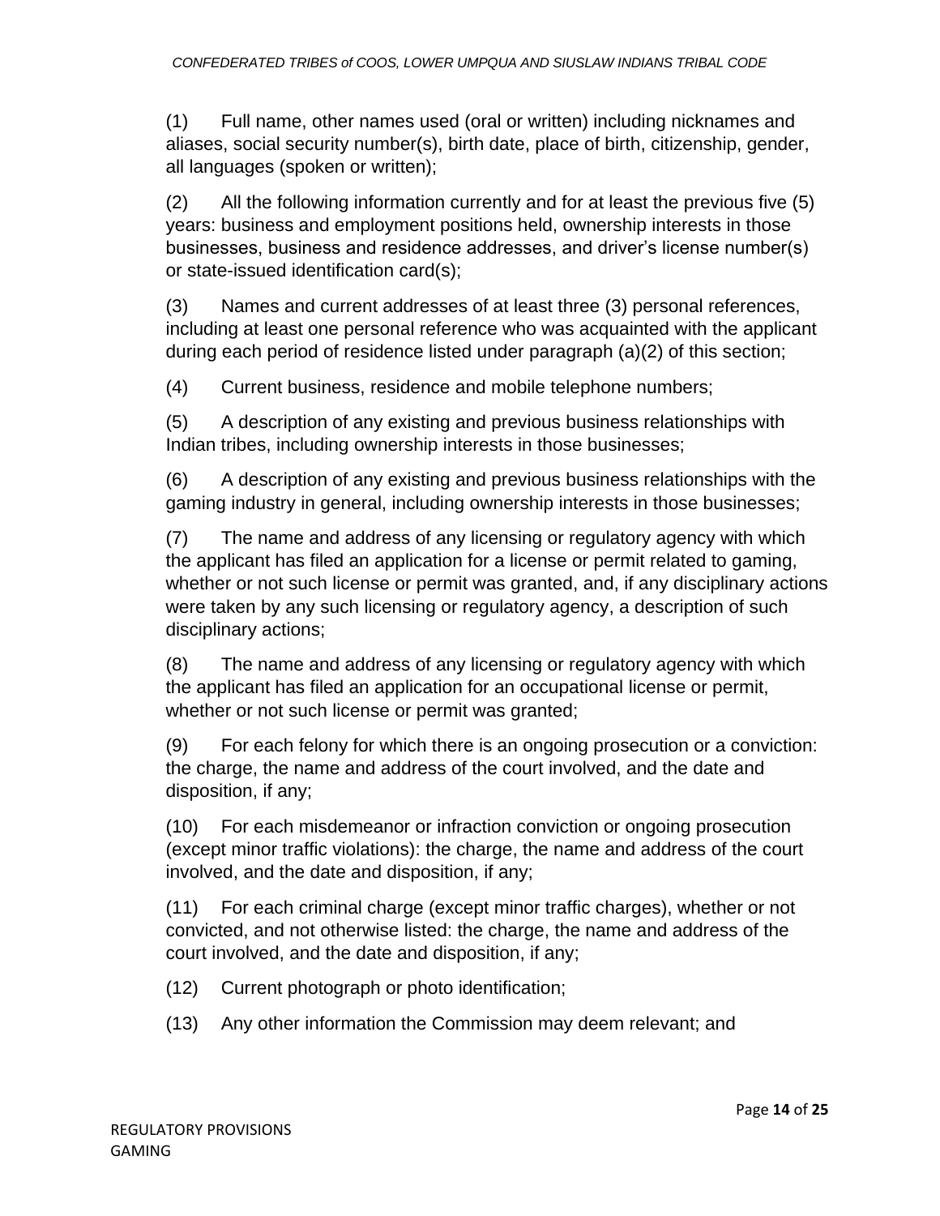(1) Full name, other names used (oral or written) including nicknames and aliases, social security number(s), birth date, place of birth, citizenship, gender, all languages (spoken or written);

(2) All the following information currently and for at least the previous five (5) years: business and employment positions held, ownership interests in those businesses, business and residence addresses, and driver's license number(s) or state-issued identification card(s);

(3) Names and current addresses of at least three (3) personal references, including at least one personal reference who was acquainted with the applicant during each period of residence listed under paragraph (a)(2) of this section;

(4) Current business, residence and mobile telephone numbers;

(5) A description of any existing and previous business relationships with Indian tribes, including ownership interests in those businesses;

(6) A description of any existing and previous business relationships with the gaming industry in general, including ownership interests in those businesses;

(7) The name and address of any licensing or regulatory agency with which the applicant has filed an application for a license or permit related to gaming, whether or not such license or permit was granted, and, if any disciplinary actions were taken by any such licensing or regulatory agency, a description of such disciplinary actions;

(8) The name and address of any licensing or regulatory agency with which the applicant has filed an application for an occupational license or permit, whether or not such license or permit was granted;

(9) For each felony for which there is an ongoing prosecution or a conviction: the charge, the name and address of the court involved, and the date and disposition, if any;

(10) For each misdemeanor or infraction conviction or ongoing prosecution (except minor traffic violations): the charge, the name and address of the court involved, and the date and disposition, if any;

(11) For each criminal charge (except minor traffic charges), whether or not convicted, and not otherwise listed: the charge, the name and address of the court involved, and the date and disposition, if any;

(12) Current photograph or photo identification;

(13) Any other information the Commission may deem relevant; and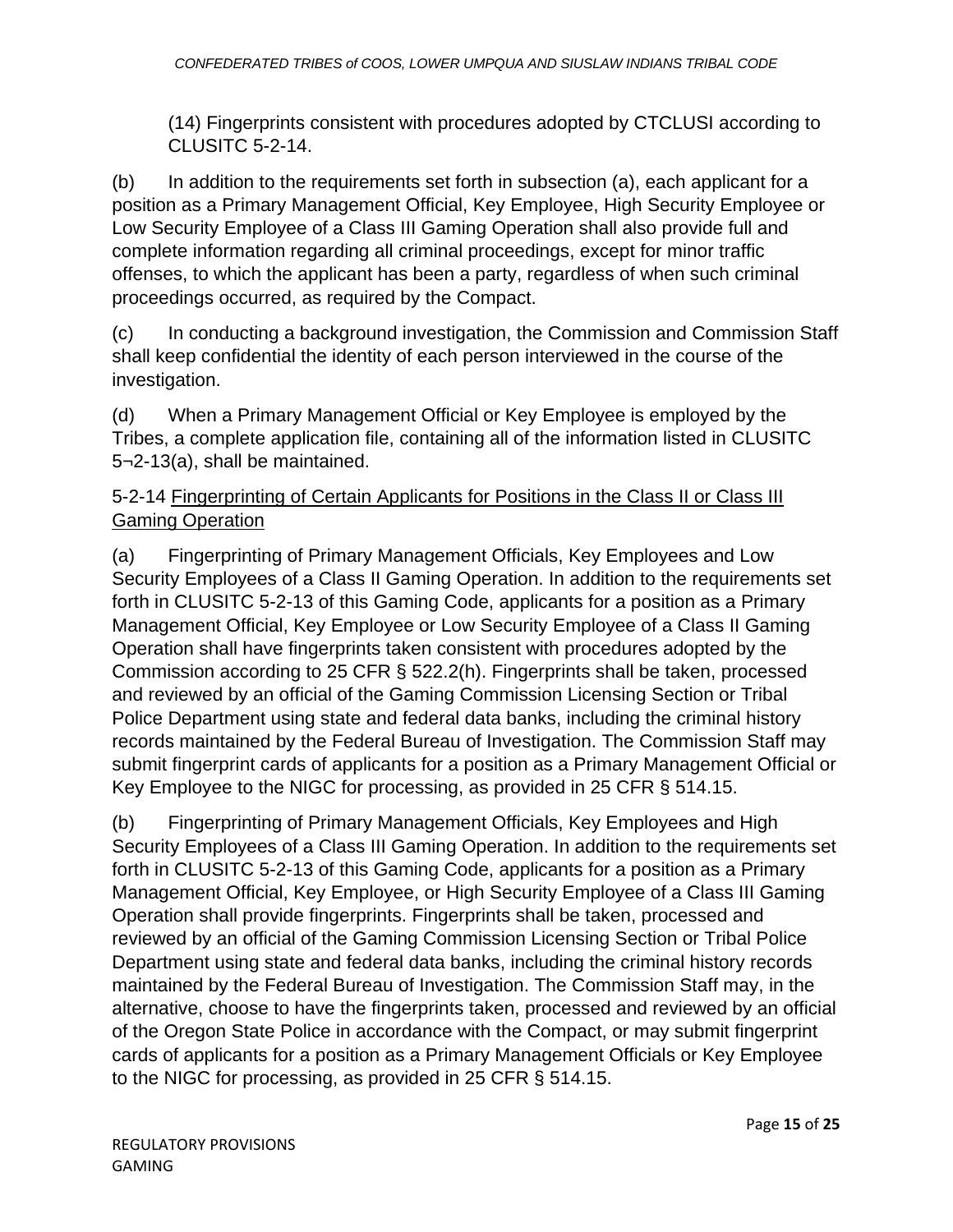(14) Fingerprints consistent with procedures adopted by CTCLUSI according to CLUSITC 5-2-14.

(b) In addition to the requirements set forth in subsection (a), each applicant for a position as a Primary Management Official, Key Employee, High Security Employee or Low Security Employee of a Class III Gaming Operation shall also provide full and complete information regarding all criminal proceedings, except for minor traffic offenses, to which the applicant has been a party, regardless of when such criminal proceedings occurred, as required by the Compact.

(c) In conducting a background investigation, the Commission and Commission Staff shall keep confidential the identity of each person interviewed in the course of the investigation.

(d) When a Primary Management Official or Key Employee is employed by the Tribes, a complete application file, containing all of the information listed in CLUSITC 5¬2-13(a), shall be maintained.

5-2-14 Fingerprinting of Certain Applicants for Positions in the Class II or Class III Gaming Operation

(a) Fingerprinting of Primary Management Officials, Key Employees and Low Security Employees of a Class II Gaming Operation. In addition to the requirements set forth in CLUSITC 5-2-13 of this Gaming Code, applicants for a position as a Primary Management Official, Key Employee or Low Security Employee of a Class II Gaming Operation shall have fingerprints taken consistent with procedures adopted by the Commission according to 25 CFR § 522.2(h). Fingerprints shall be taken, processed and reviewed by an official of the Gaming Commission Licensing Section or Tribal Police Department using state and federal data banks, including the criminal history records maintained by the Federal Bureau of Investigation. The Commission Staff may submit fingerprint cards of applicants for a position as a Primary Management Official or Key Employee to the NIGC for processing, as provided in 25 CFR § 514.15.

(b) Fingerprinting of Primary Management Officials, Key Employees and High Security Employees of a Class III Gaming Operation. In addition to the requirements set forth in CLUSITC 5-2-13 of this Gaming Code, applicants for a position as a Primary Management Official, Key Employee, or High Security Employee of a Class III Gaming Operation shall provide fingerprints. Fingerprints shall be taken, processed and reviewed by an official of the Gaming Commission Licensing Section or Tribal Police Department using state and federal data banks, including the criminal history records maintained by the Federal Bureau of Investigation. The Commission Staff may, in the alternative, choose to have the fingerprints taken, processed and reviewed by an official of the Oregon State Police in accordance with the Compact, or may submit fingerprint cards of applicants for a position as a Primary Management Officials or Key Employee to the NIGC for processing, as provided in 25 CFR § 514.15.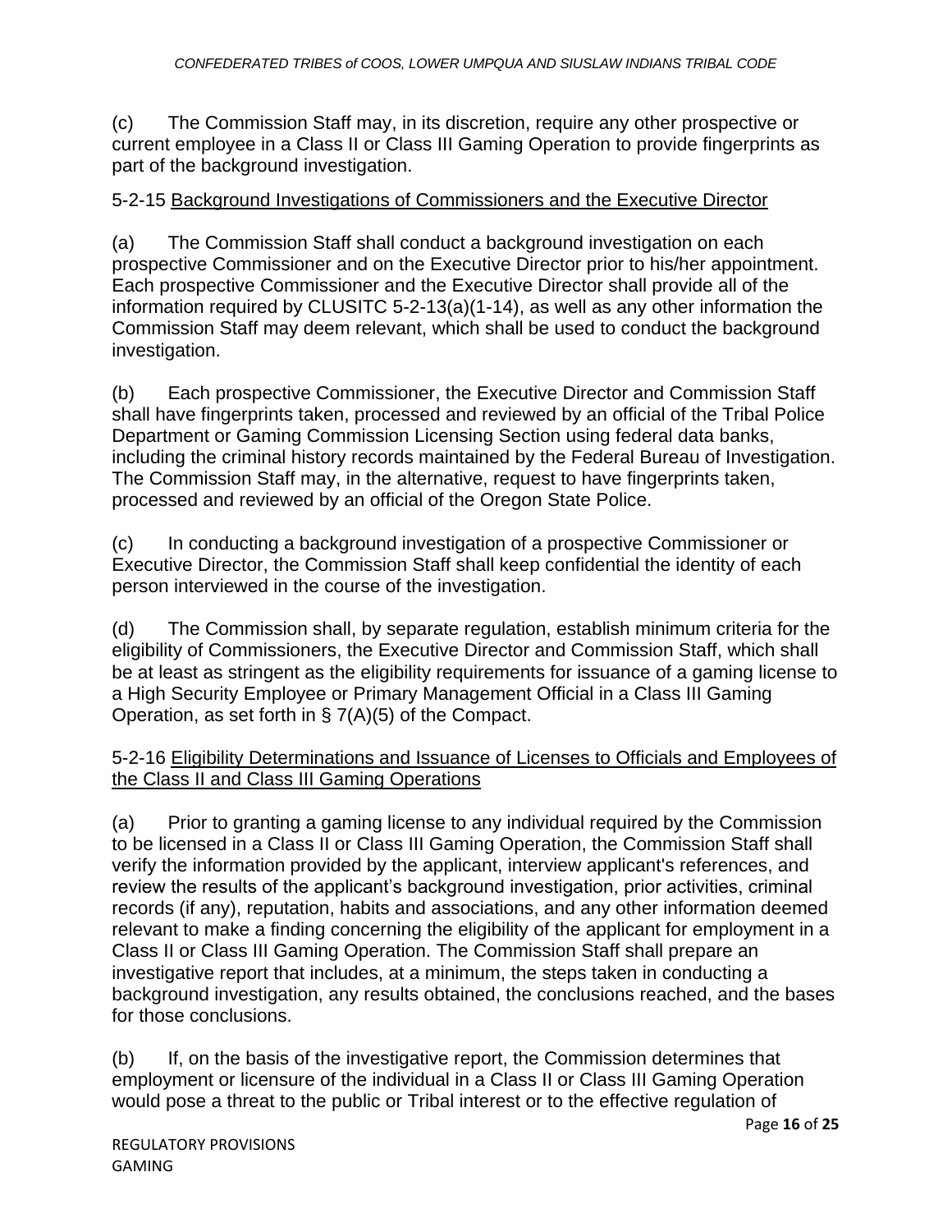(c) The Commission Staff may, in its discretion, require any other prospective or current employee in a Class II or Class III Gaming Operation to provide fingerprints as part of the background investigation.

5-2-15 <u>Background Investigations of Commissioners and the Executive Director</u>

(a) The Commission Staff shall conduct a background investigation on each prospective Commissioner and on the Executive Director prior to his/her appointment. Each prospective Commissioner and the Executive Director shall provide all of the information required by CLUSITC 5-2-13(a)(1-14), as well as any other information the Commission Staff may deem relevant, which shall be used to conduct the background investigation.

(b) Each prospective Commissioner, the Executive Director and Commission Staff shall have fingerprints taken, processed and reviewed by an official of the Tribal Police Department or Gaming Commission Licensing Section using federal data banks, including the criminal history records maintained by the Federal Bureau of Investigation. The Commission Staff may, in the alternative, request to have fingerprints taken, processed and reviewed by an official of the Oregon State Police.

(c) In conducting a background investigation of a prospective Commissioner or Executive Director, the Commission Staff shall keep confidential the identity of each person interviewed in the course of the investigation.

(d) The Commission shall, by separate regulation, establish minimum criteria for the eligibility of Commissioners, the Executive Director and Commission Staff, which shall be at least as stringent as the eligibility requirements for issuance of a gaming license to a High Security Employee or Primary Management Official in a Class III Gaming Operation, as set forth in § 7(A)(5) of the Compact.

5-2-16 <u>Eligibility Determinations and Issuance of Licenses to Officials and Employees of the Class II and Class III Gaming Operations</u>

(a) Prior to granting a gaming license to any individual required by the Commission to be licensed in a Class II or Class III Gaming Operation, the Commission Staff shall verify the information provided by the applicant, interview applicant's references, and review the results of the applicant's background investigation, prior activities, criminal records (if any), reputation, habits and associations, and any other information deemed relevant to make a finding concerning the eligibility of the applicant for employment in a Class II or Class III Gaming Operation. The Commission Staff shall prepare an investigative report that includes, at a minimum, the steps taken in conducting a background investigation, any results obtained, the conclusions reached, and the bases for those conclusions.

(b) If, on the basis of the investigative report, the Commission determines that employment or licensure of the individual in a Class II or Class III Gaming Operation would pose a threat to the public or Tribal interest or to the effective regulation of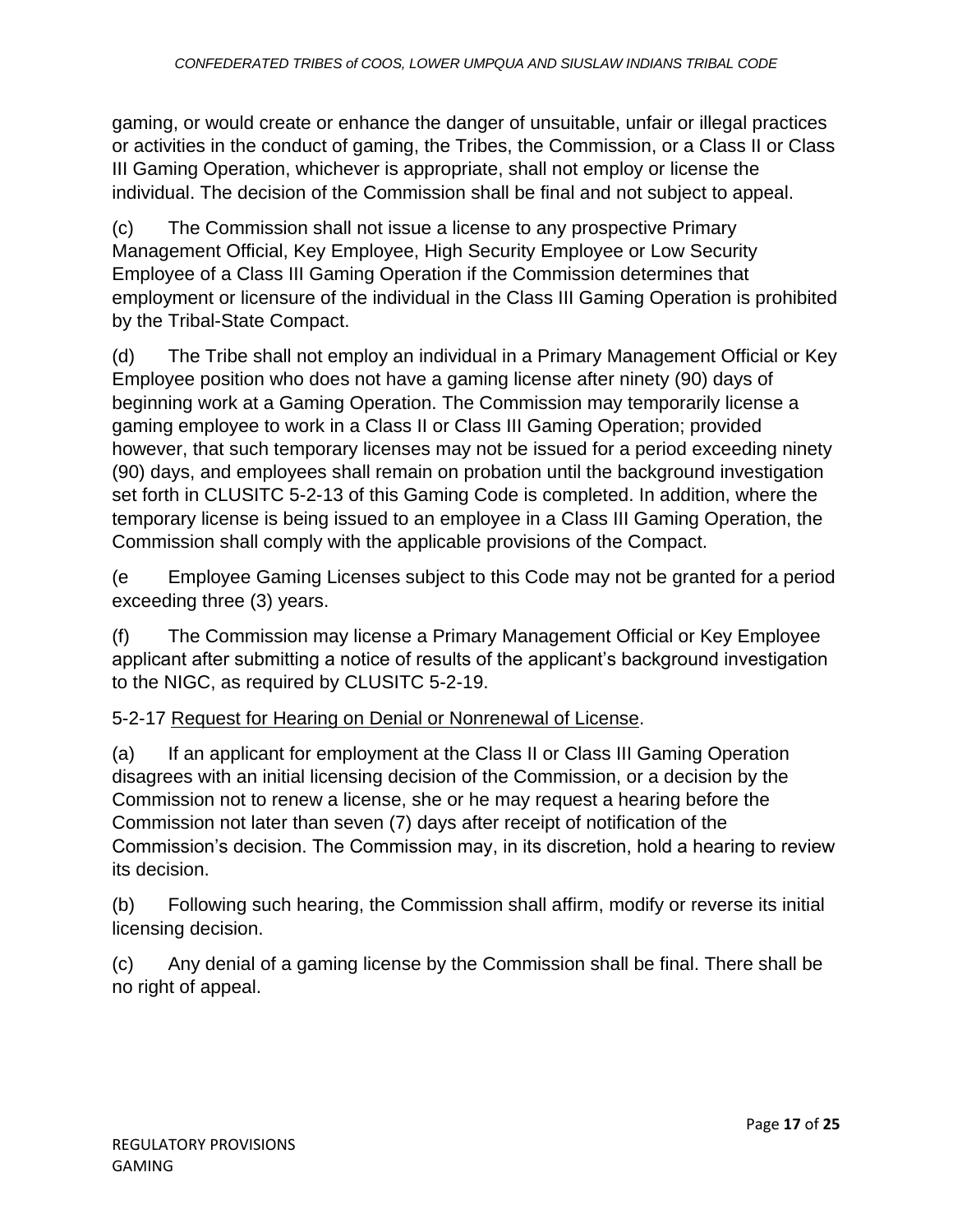gaming, or would create or enhance the danger of unsuitable, unfair or illegal practices or activities in the conduct of gaming, the Tribes, the Commission, or a Class II or Class III Gaming Operation, whichever is appropriate, shall not employ or license the individual. The decision of the Commission shall be final and not subject to appeal.

(c) The Commission shall not issue a license to any prospective Primary Management Official, Key Employee, High Security Employee or Low Security Employee of a Class III Gaming Operation if the Commission determines that employment or licensure of the individual in the Class III Gaming Operation is prohibited by the Tribal-State Compact.

(d) The Tribe shall not employ an individual in a Primary Management Official or Key Employee position who does not have a gaming license after ninety (90) days of beginning work at a Gaming Operation. The Commission may temporarily license a gaming employee to work in a Class II or Class III Gaming Operation; provided however, that such temporary licenses may not be issued for a period exceeding ninety (90) days, and employees shall remain on probation until the background investigation set forth in CLUSITC 5-2-13 of this Gaming Code is completed. In addition, where the temporary license is being issued to an employee in a Class III Gaming Operation, the Commission shall comply with the applicable provisions of the Compact.

(e Employee Gaming Licenses subject to this Code may not be granted for a period exceeding three (3) years.

(f) The Commission may license a Primary Management Official or Key Employee applicant after submitting a notice of results of the applicant's background investigation to the NIGC, as required by CLUSITC 5-2-19.

5-2-17 Request for Hearing on Denial or Nonrenewal of License.

(a) If an applicant for employment at the Class II or Class III Gaming Operation disagrees with an initial licensing decision of the Commission, or a decision by the Commission not to renew a license, she or he may request a hearing before the Commission not later than seven (7) days after receipt of notification of the Commission's decision. The Commission may, in its discretion, hold a hearing to review its decision.

(b) Following such hearing, the Commission shall affirm, modify or reverse its initial licensing decision.

(c) Any denial of a gaming license by the Commission shall be final. There shall be no right of appeal.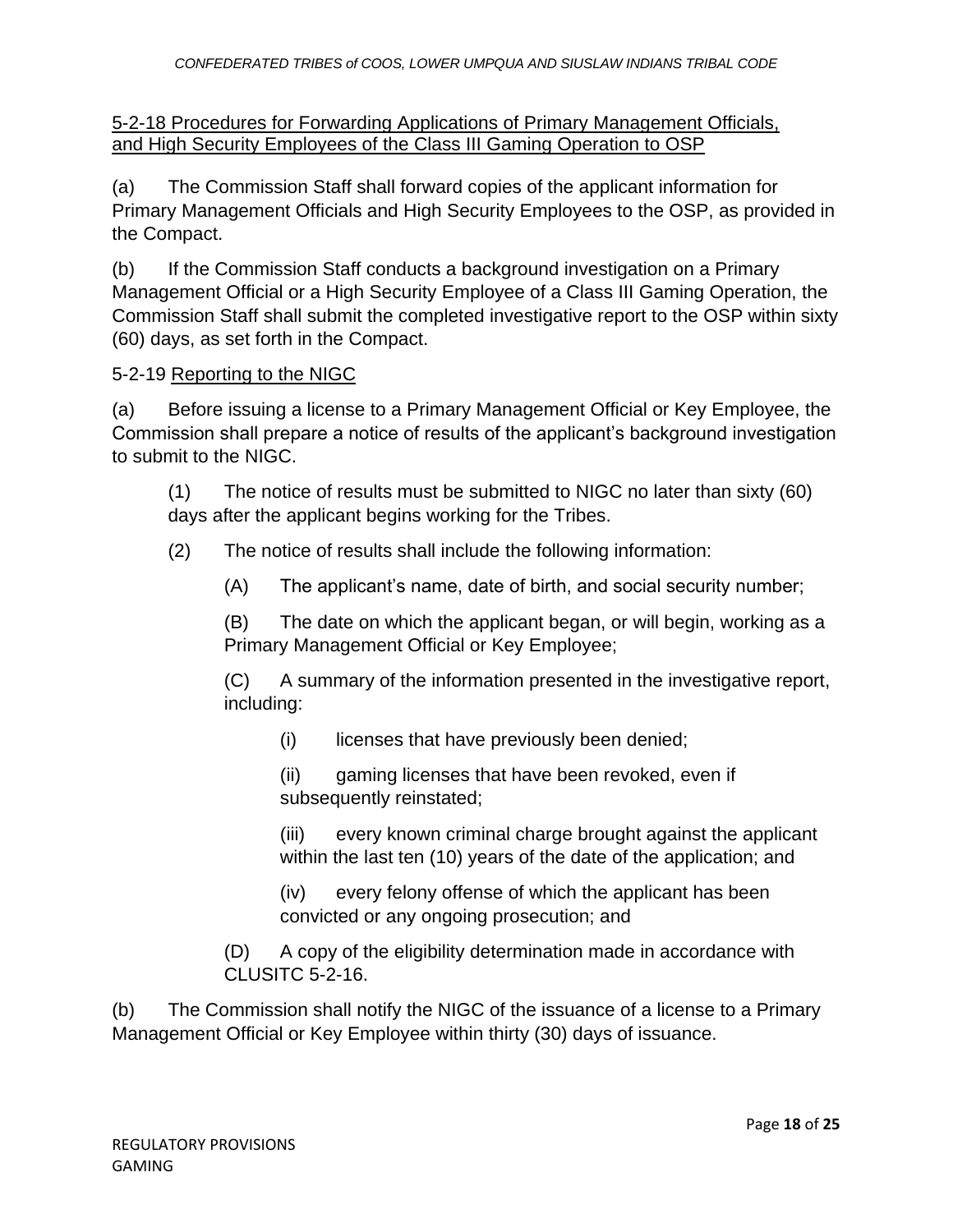5-2-18 Procedures for Forwarding Applications of Primary Management Officials, and High Security Employees of the Class III Gaming Operation to OSP

(a) The Commission Staff shall forward copies of the applicant information for Primary Management Officials and High Security Employees to the OSP, as provided in the Compact.

(b) If the Commission Staff conducts a background investigation on a Primary Management Official or a High Security Employee of a Class III Gaming Operation, the Commission Staff shall submit the completed investigative report to the OSP within sixty (60) days, as set forth in the Compact.

5-2-19 Reporting to the NIGC

(a) Before issuing a license to a Primary Management Official or Key Employee, the Commission shall prepare a notice of results of the applicant's background investigation to submit to the NIGC.

(1) The notice of results must be submitted to NIGC no later than sixty (60) days after the applicant begins working for the Tribes.

(2) The notice of results shall include the following information:

(A) The applicant's name, date of birth, and social security number;

(B) The date on which the applicant began, or will begin, working as a Primary Management Official or Key Employee;

(C) A summary of the information presented in the investigative report, including:

(i) licenses that have previously been denied;

(ii) gaming licenses that have been revoked, even if subsequently reinstated;

(iii) every known criminal charge brought against the applicant within the last ten (10) years of the date of the application; and

(iv) every felony offense of which the applicant has been convicted or any ongoing prosecution; and

(D) A copy of the eligibility determination made in accordance with CLUSITC 5-2-16.

(b) The Commission shall notify the NIGC of the issuance of a license to a Primary Management Official or Key Employee within thirty (30) days of issuance.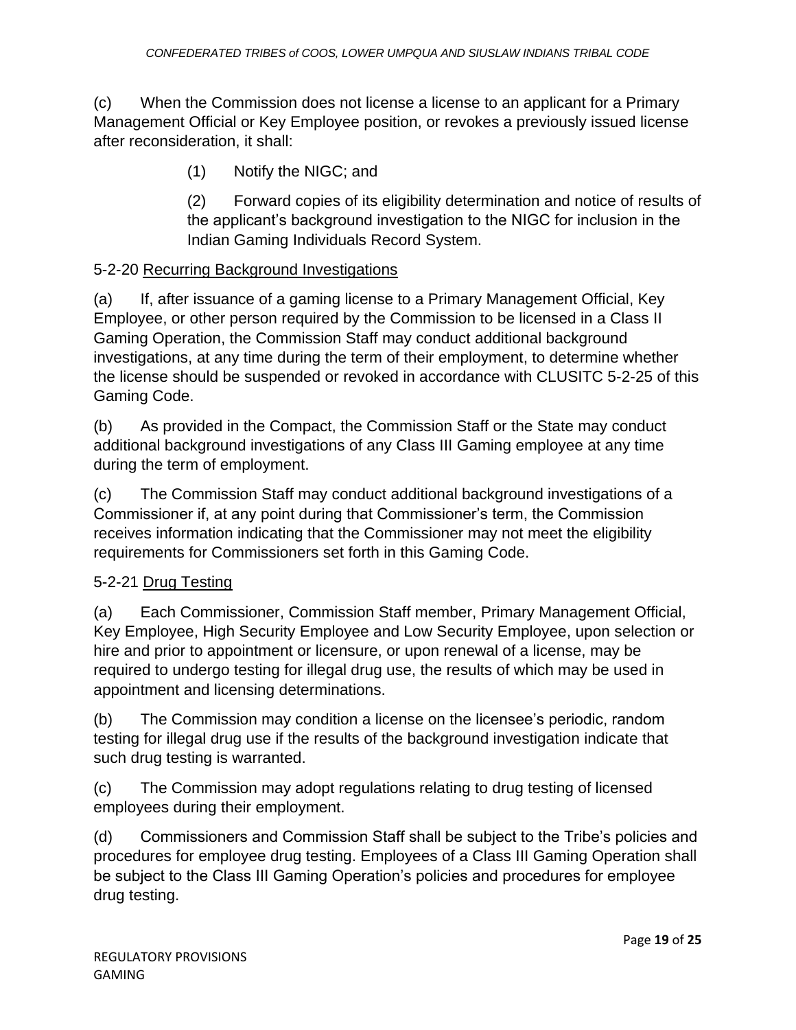(c) When the Commission does not license a license to an applicant for a Primary Management Official or Key Employee position, or revokes a previously issued license after reconsideration, it shall:

> (1) Notify the NIGC; and
>
> (2) Forward copies of its eligibility determination and notice of results of the applicant's background investigation to the NIGC for inclusion in the Indian Gaming Individuals Record System.

5-2-20 <u>Recurring Background Investigations</u>

(a) If, after issuance of a gaming license to a Primary Management Official, Key Employee, or other person required by the Commission to be licensed in a Class II Gaming Operation, the Commission Staff may conduct additional background investigations, at any time during the term of their employment, to determine whether the license should be suspended or revoked in accordance with CLUSITC 5-2-25 of this Gaming Code.

(b) As provided in the Compact, the Commission Staff or the State may conduct additional background investigations of any Class III Gaming employee at any time during the term of employment.

(c) The Commission Staff may conduct additional background investigations of a Commissioner if, at any point during that Commissioner's term, the Commission receives information indicating that the Commissioner may not meet the eligibility requirements for Commissioners set forth in this Gaming Code.

5-2-21 <u>Drug Testing</u>

(a) Each Commissioner, Commission Staff member, Primary Management Official, Key Employee, High Security Employee and Low Security Employee, upon selection or hire and prior to appointment or licensure, or upon renewal of a license, may be required to undergo testing for illegal drug use, the results of which may be used in appointment and licensing determinations.

(b) The Commission may condition a license on the licensee's periodic, random testing for illegal drug use if the results of the background investigation indicate that such drug testing is warranted.

(c) The Commission may adopt regulations relating to drug testing of licensed employees during their employment.

(d) Commissioners and Commission Staff shall be subject to the Tribe's policies and procedures for employee drug testing. Employees of a Class III Gaming Operation shall be subject to the Class III Gaming Operation's policies and procedures for employee drug testing.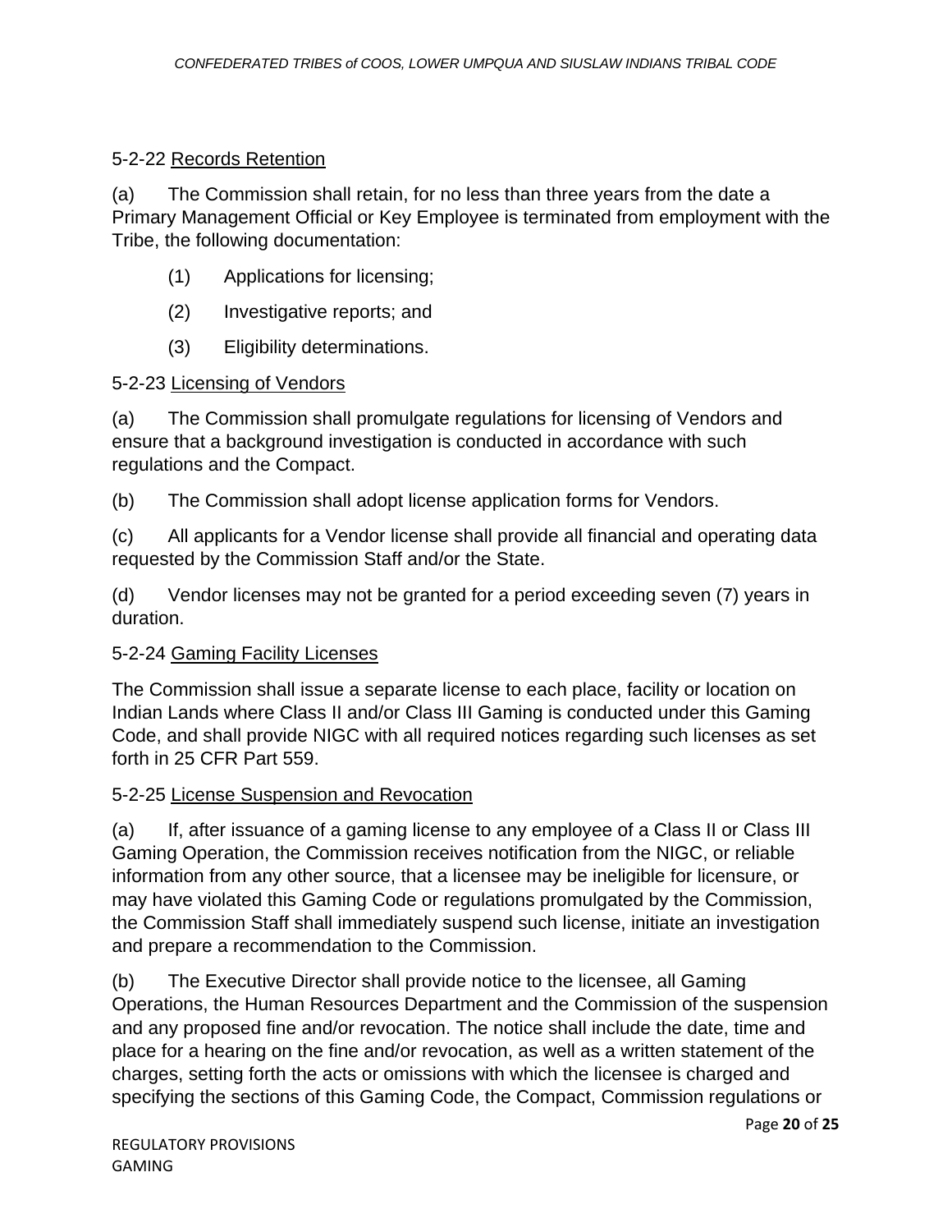5-2-22 <u>Records Retention</u>

(a) The Commission shall retain, for no less than three years from the date a Primary Management Official or Key Employee is terminated from employment with the Tribe, the following documentation:

(1) Applications for licensing;

(2) Investigative reports; and

(3) Eligibility determinations.

5-2-23 <u>Licensing of Vendors</u>

(a) The Commission shall promulgate regulations for licensing of Vendors and ensure that a background investigation is conducted in accordance with such regulations and the Compact.

(b) The Commission shall adopt license application forms for Vendors.

(c) All applicants for a Vendor license shall provide all financial and operating data requested by the Commission Staff and/or the State.

(d) Vendor licenses may not be granted for a period exceeding seven (7) years in duration.

5-2-24 <u>Gaming Facility Licenses</u>

The Commission shall issue a separate license to each place, facility or location on Indian Lands where Class II and/or Class III Gaming is conducted under this Gaming Code, and shall provide NIGC with all required notices regarding such licenses as set forth in 25 CFR Part 559.

5-2-25 <u>License Suspension and Revocation</u>

(a) If, after issuance of a gaming license to any employee of a Class II or Class III Gaming Operation, the Commission receives notification from the NIGC, or reliable information from any other source, that a licensee may be ineligible for licensure, or may have violated this Gaming Code or regulations promulgated by the Commission, the Commission Staff shall immediately suspend such license, initiate an investigation and prepare a recommendation to the Commission.

(b) The Executive Director shall provide notice to the licensee, all Gaming Operations, the Human Resources Department and the Commission of the suspension and any proposed fine and/or revocation. The notice shall include the date, time and place for a hearing on the fine and/or revocation, as well as a written statement of the charges, setting forth the acts or omissions with which the licensee is charged and specifying the sections of this Gaming Code, the Compact, Commission regulations or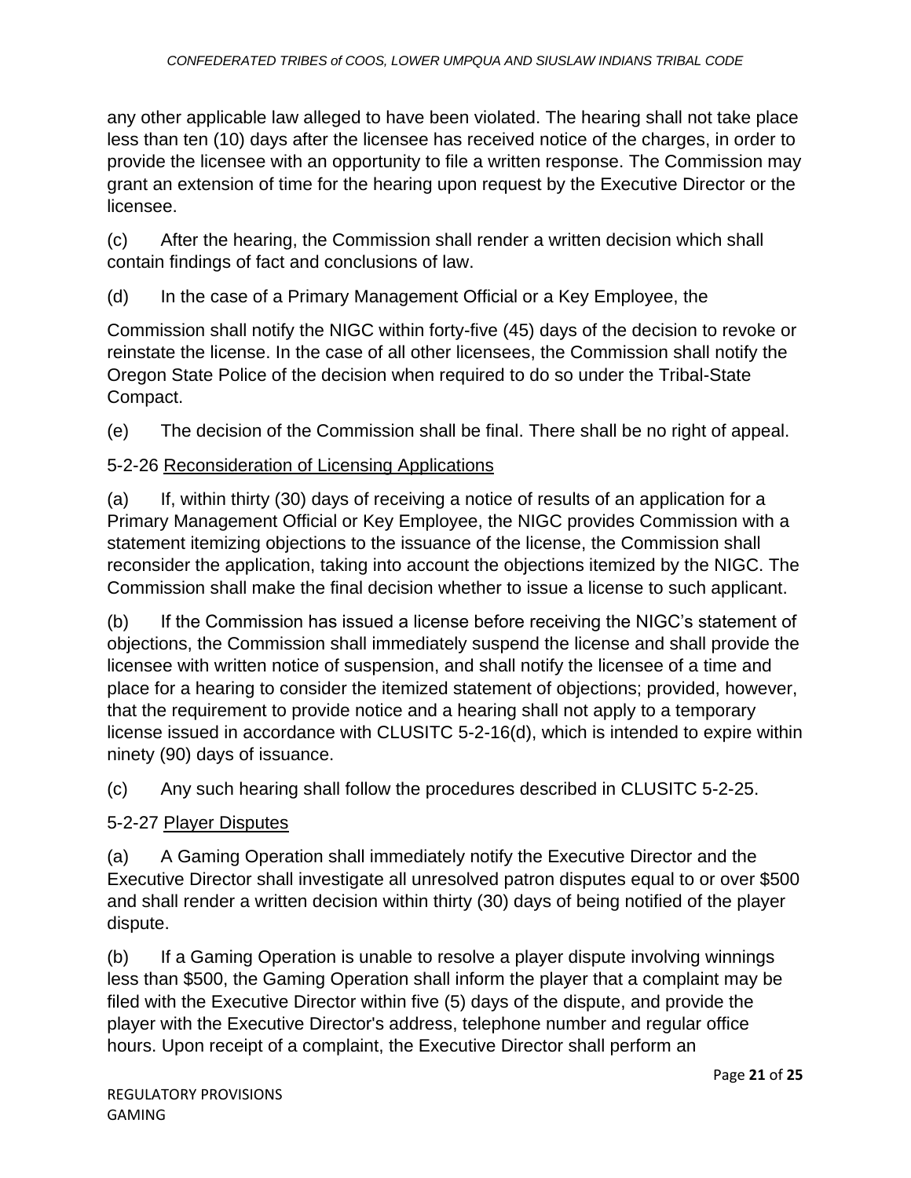any other applicable law alleged to have been violated. The hearing shall not take place less than ten (10) days after the licensee has received notice of the charges, in order to provide the licensee with an opportunity to file a written response. The Commission may grant an extension of time for the hearing upon request by the Executive Director or the licensee.

(c) After the hearing, the Commission shall render a written decision which shall contain findings of fact and conclusions of law.

(d) In the case of a Primary Management Official or a Key Employee, the Commission shall notify the NIGC within forty-five (45) days of the decision to revoke or reinstate the license. In the case of all other licensees, the Commission shall notify the Oregon State Police of the decision when required to do so under the Tribal-State Compact.

(e) The decision of the Commission shall be final. There shall be no right of appeal.

5-2-26 Reconsideration of Licensing Applications

(a) If, within thirty (30) days of receiving a notice of results of an application for a Primary Management Official or Key Employee, the NIGC provides Commission with a statement itemizing objections to the issuance of the license, the Commission shall reconsider the application, taking into account the objections itemized by the NIGC. The Commission shall make the final decision whether to issue a license to such applicant.

(b) If the Commission has issued a license before receiving the NIGC's statement of objections, the Commission shall immediately suspend the license and shall provide the licensee with written notice of suspension, and shall notify the licensee of a time and place for a hearing to consider the itemized statement of objections; provided, however, that the requirement to provide notice and a hearing shall not apply to a temporary license issued in accordance with CLUSITC 5-2-16(d), which is intended to expire within ninety (90) days of issuance.

(c) Any such hearing shall follow the procedures described in CLUSITC 5-2-25.

5-2-27 Player Disputes

(a) A Gaming Operation shall immediately notify the Executive Director and the Executive Director shall investigate all unresolved patron disputes equal to or over $500 and shall render a written decision within thirty (30) days of being notified of the player dispute.

(b) If a Gaming Operation is unable to resolve a player dispute involving winnings less than $500, the Gaming Operation shall inform the player that a complaint may be filed with the Executive Director within five (5) days of the dispute, and provide the player with the Executive Director's address, telephone number and regular office hours. Upon receipt of a complaint, the Executive Director shall perform an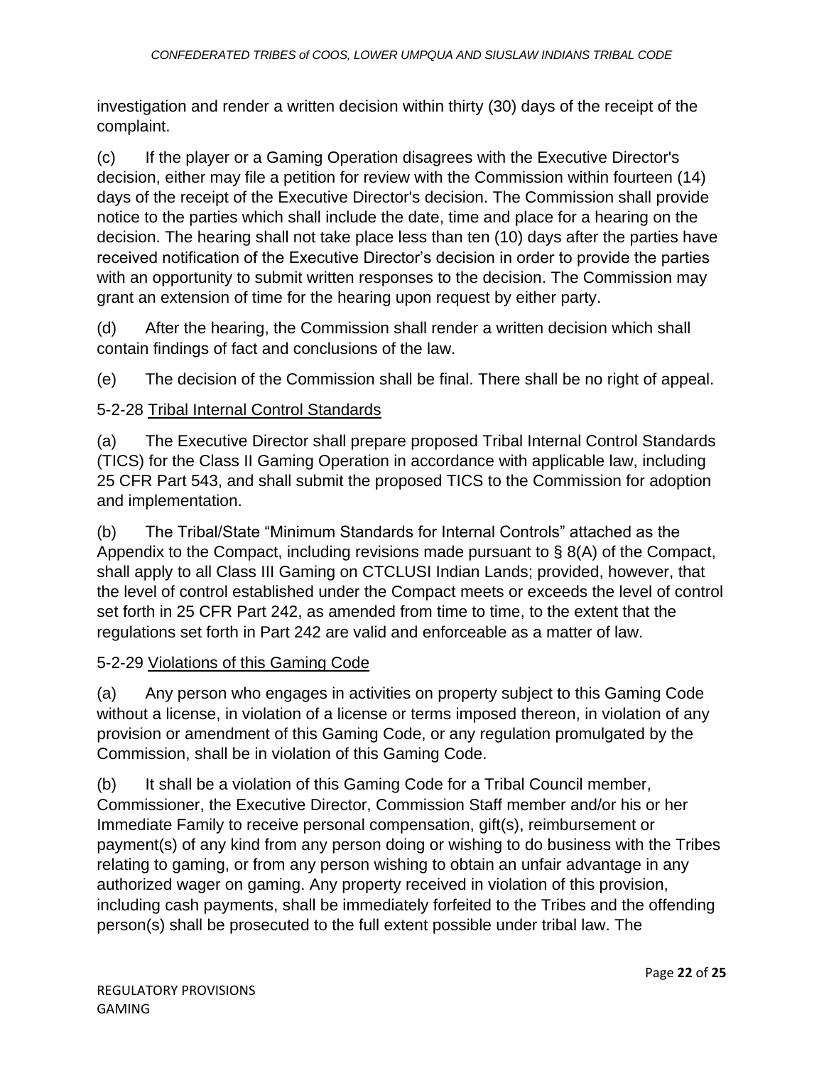investigation and render a written decision within thirty (30) days of the receipt of the complaint.

(c) If the player or a Gaming Operation disagrees with the Executive Director's decision, either may file a petition for review with the Commission within fourteen (14) days of the receipt of the Executive Director's decision. The Commission shall provide notice to the parties which shall include the date, time and place for a hearing on the decision. The hearing shall not take place less than ten (10) days after the parties have received notification of the Executive Director's decision in order to provide the parties with an opportunity to submit written responses to the decision. The Commission may grant an extension of time for the hearing upon request by either party.

(d) After the hearing, the Commission shall render a written decision which shall contain findings of fact and conclusions of the law.

(e) The decision of the Commission shall be final. There shall be no right of appeal.

### 5-2-28 Tribal Internal Control Standards

(a) The Executive Director shall prepare proposed Tribal Internal Control Standards (TICS) for the Class II Gaming Operation in accordance with applicable law, including 25 CFR Part 543, and shall submit the proposed TICS to the Commission for adoption and implementation.

(b) The Tribal/State "Minimum Standards for Internal Controls" attached as the Appendix to the Compact, including revisions made pursuant to § 8(A) of the Compact, shall apply to all Class III Gaming on CTCLUSI Indian Lands; provided, however, that the level of control established under the Compact meets or exceeds the level of control set forth in 25 CFR Part 242, as amended from time to time, to the extent that the regulations set forth in Part 242 are valid and enforceable as a matter of law.

### 5-2-29 Violations of this Gaming Code

(a) Any person who engages in activities on property subject to this Gaming Code without a license, in violation of a license or terms imposed thereon, in violation of any provision or amendment of this Gaming Code, or any regulation promulgated by the Commission, shall be in violation of this Gaming Code.

(b) It shall be a violation of this Gaming Code for a Tribal Council member, Commissioner, the Executive Director, Commission Staff member and/or his or her Immediate Family to receive personal compensation, gift(s), reimbursement or payment(s) of any kind from any person doing or wishing to do business with the Tribes relating to gaming, or from any person wishing to obtain an unfair advantage in any authorized wager on gaming. Any property received in violation of this provision, including cash payments, shall be immediately forfeited to the Tribes and the offending person(s) shall be prosecuted to the full extent possible under tribal law. The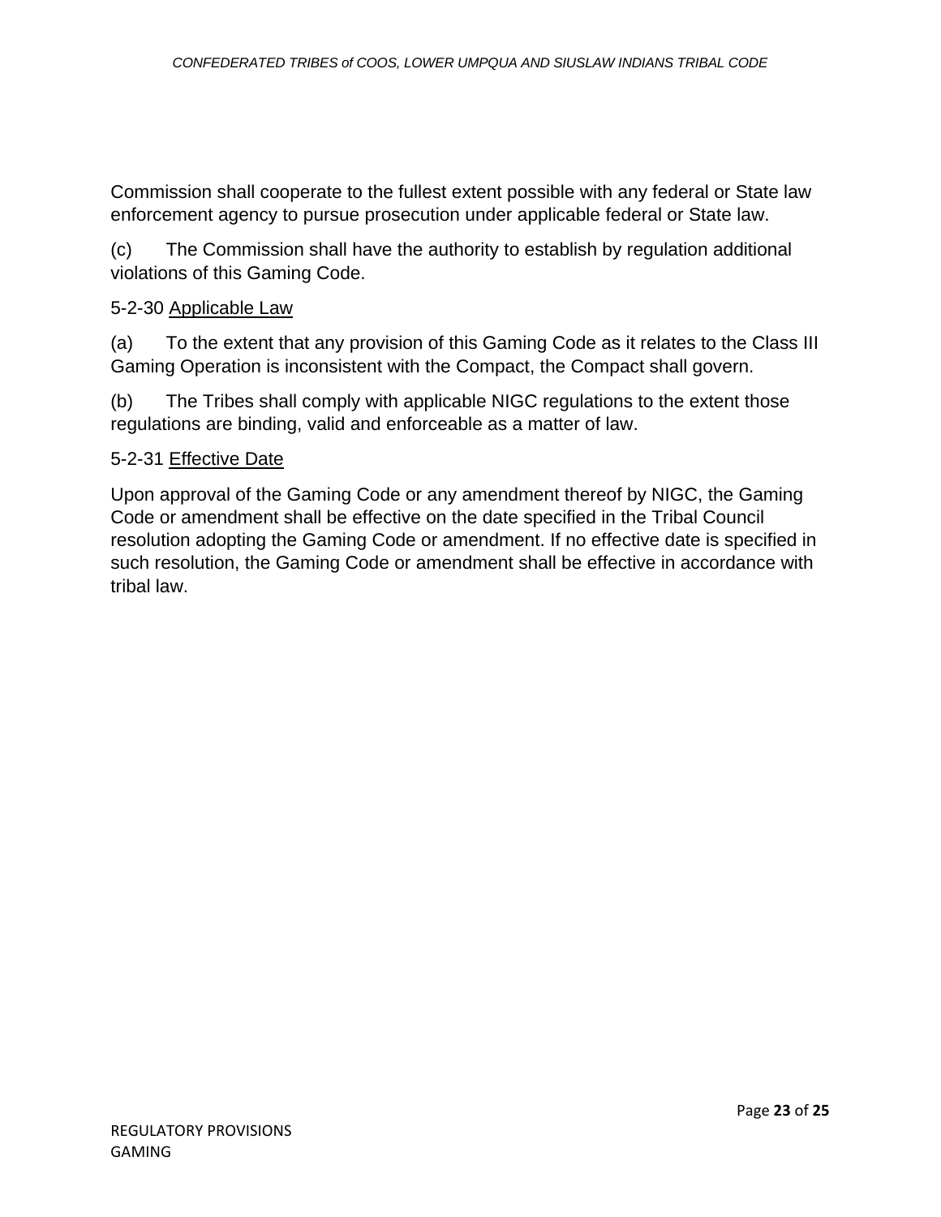Commission shall cooperate to the fullest extent possible with any federal or State law enforcement agency to pursue prosecution under applicable federal or State law.

(c) The Commission shall have the authority to establish by regulation additional violations of this Gaming Code.

5-2-30 Applicable Law

(a) To the extent that any provision of this Gaming Code as it relates to the Class III Gaming Operation is inconsistent with the Compact, the Compact shall govern.

(b) The Tribes shall comply with applicable NIGC regulations to the extent those regulations are binding, valid and enforceable as a matter of law.

5-2-31 Effective Date

Upon approval of the Gaming Code or any amendment thereof by NIGC, the Gaming Code or amendment shall be effective on the date specified in the Tribal Council resolution adopting the Gaming Code or amendment. If no effective date is specified in such resolution, the Gaming Code or amendment shall be effective in accordance with tribal law.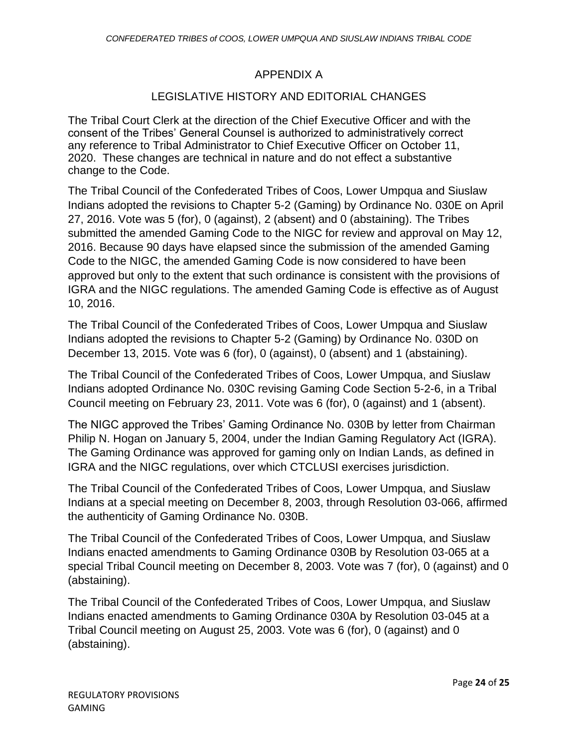# APPENDIX A

## LEGISLATIVE HISTORY AND EDITORIAL CHANGES

The Tribal Court Clerk at the direction of the Chief Executive Officer and with the consent of the Tribes' General Counsel is authorized to administratively correct any reference to Tribal Administrator to Chief Executive Officer on October 11, 2020. These changes are technical in nature and do not effect a substantive change to the Code.

The Tribal Council of the Confederated Tribes of Coos, Lower Umpqua and Siuslaw Indians adopted the revisions to Chapter 5-2 (Gaming) by Ordinance No. 030E on April 27, 2016. Vote was 5 (for), 0 (against), 2 (absent) and 0 (abstaining). The Tribes submitted the amended Gaming Code to the NIGC for review and approval on May 12, 2016. Because 90 days have elapsed since the submission of the amended Gaming Code to the NIGC, the amended Gaming Code is now considered to have been approved but only to the extent that such ordinance is consistent with the provisions of IGRA and the NIGC regulations. The amended Gaming Code is effective as of August 10, 2016.

The Tribal Council of the Confederated Tribes of Coos, Lower Umpqua and Siuslaw Indians adopted the revisions to Chapter 5-2 (Gaming) by Ordinance No. 030D on December 13, 2015. Vote was 6 (for), 0 (against), 0 (absent) and 1 (abstaining).

The Tribal Council of the Confederated Tribes of Coos, Lower Umpqua, and Siuslaw Indians adopted Ordinance No. 030C revising Gaming Code Section 5-2-6, in a Tribal Council meeting on February 23, 2011. Vote was 6 (for), 0 (against) and 1 (absent).

The NIGC approved the Tribes' Gaming Ordinance No. 030B by letter from Chairman Philip N. Hogan on January 5, 2004, under the Indian Gaming Regulatory Act (IGRA). The Gaming Ordinance was approved for gaming only on Indian Lands, as defined in IGRA and the NIGC regulations, over which CTCLUSI exercises jurisdiction.

The Tribal Council of the Confederated Tribes of Coos, Lower Umpqua, and Siuslaw Indians at a special meeting on December 8, 2003, through Resolution 03-066, affirmed the authenticity of Gaming Ordinance No. 030B.

The Tribal Council of the Confederated Tribes of Coos, Lower Umpqua, and Siuslaw Indians enacted amendments to Gaming Ordinance 030B by Resolution 03-065 at a special Tribal Council meeting on December 8, 2003. Vote was 7 (for), 0 (against) and 0 (abstaining).

The Tribal Council of the Confederated Tribes of Coos, Lower Umpqua, and Siuslaw Indians enacted amendments to Gaming Ordinance 030A by Resolution 03-045 at a Tribal Council meeting on August 25, 2003. Vote was 6 (for), 0 (against) and 0 (abstaining).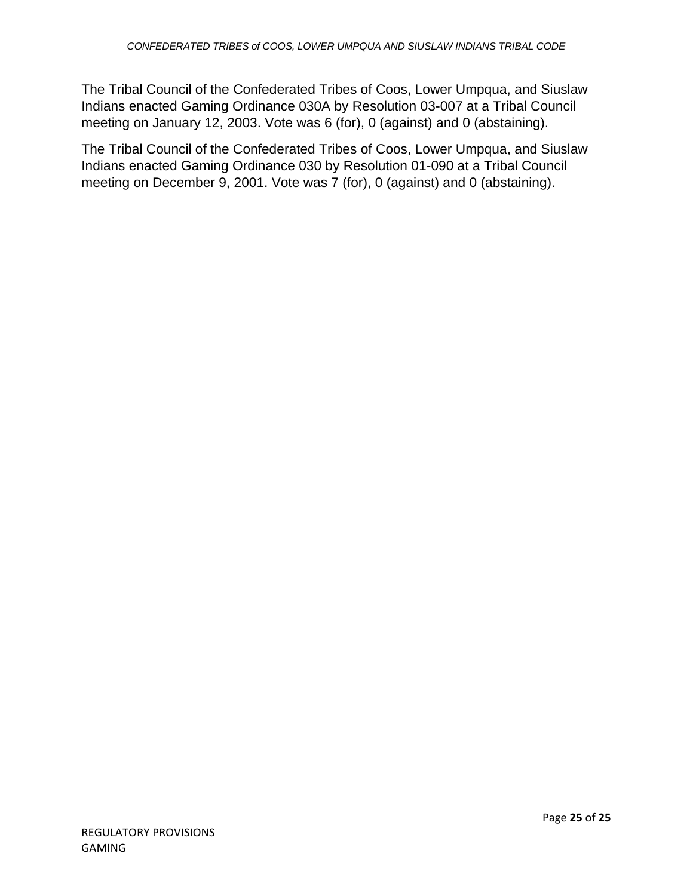The Tribal Council of the Confederated Tribes of Coos, Lower Umpqua, and Siuslaw Indians enacted Gaming Ordinance 030A by Resolution 03-007 at a Tribal Council meeting on January 12, 2003. Vote was 6 (for), 0 (against) and 0 (abstaining).

The Tribal Council of the Confederated Tribes of Coos, Lower Umpqua, and Siuslaw Indians enacted Gaming Ordinance 030 by Resolution 01-090 at a Tribal Council meeting on December 9, 2001. Vote was 7 (for), 0 (against) and 0 (abstaining).